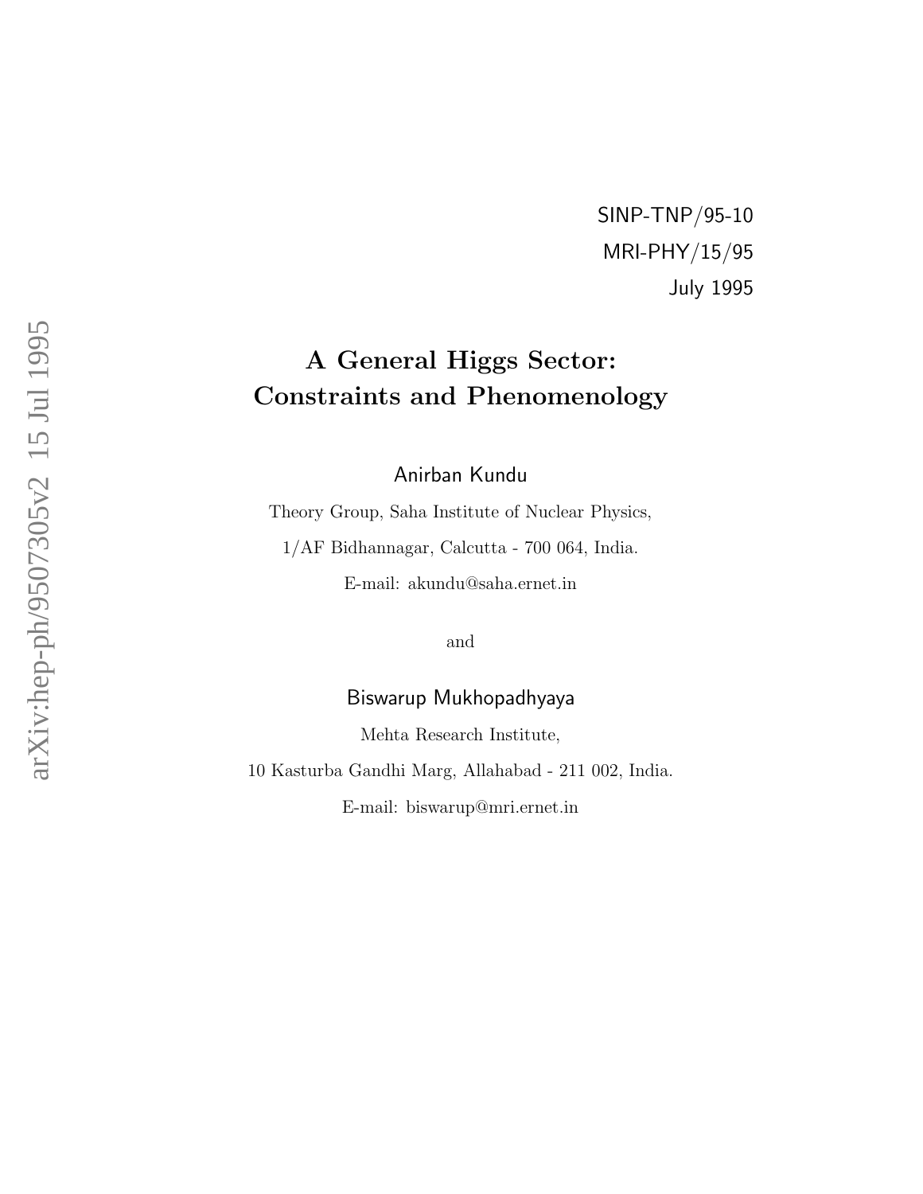SINP-TNP/95-10

MRI-PHY/15/95

July 1995

# A General Higgs Sector: Constraints and Phenomenology

Anirban Kundu

Theory Group, Saha Institute of Nuclear Physics,

1/AF Bidhannagar, Calcutta - 700 064, India.

E-mail: akundu@saha.ernet.in

and

Biswarup Mukhopadhyaya

Mehta Research Institute,

10 Kasturba Gandhi Marg, Allahabad - 211 002, India.

E-mail: biswarup@mri.ernet.in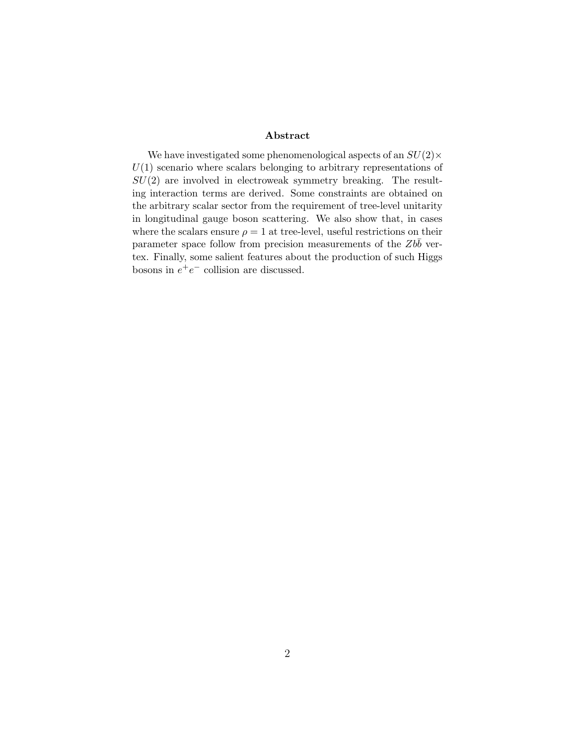## Abstract

We have investigated some phenomenological aspects of an $SU(2) \times U(1)$ scenario where scalars belonging to arbitrary representations of $SU(2)$ are involved in electroweak symmetry breaking. The resulting interaction terms are derived. Some constraints are obtained on the arbitrary scalar sector from the requirement of tree-level unitarity in longitudinal gauge boson scattering. We also show that, in cases where the scalars ensure $\rho = 1$ at tree-level, useful restrictions on their parameter space follow from precision measurements of the $Zb\bar{b}$ vertex. Finally, some salient features about the production of such Higgs bosons in $e^+e^-$ collision are discussed.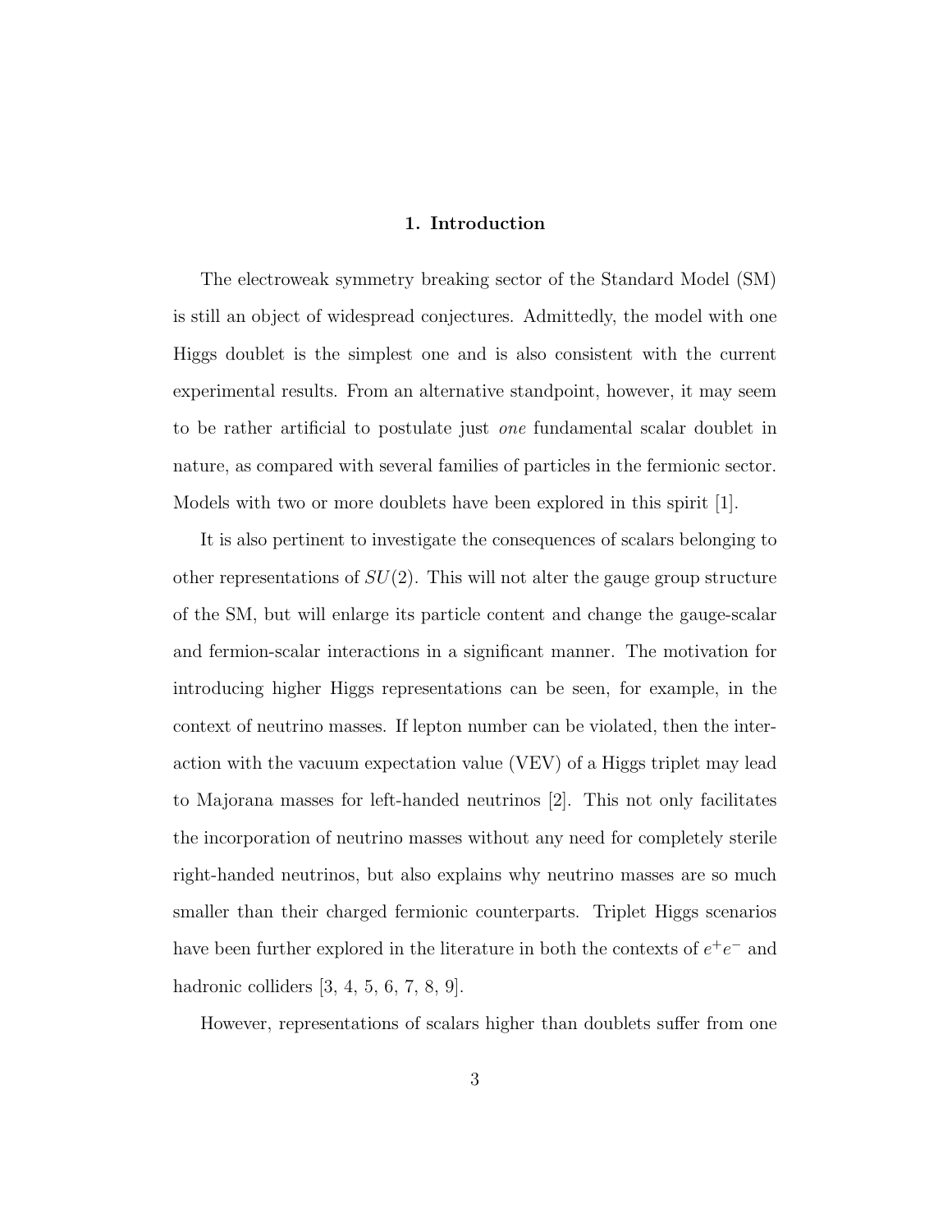# 1. Introduction

The electroweak symmetry breaking sector of the Standard Model (SM) is still an object of widespread conjectures. Admittedly, the model with one Higgs doublet is the simplest one and is also consistent with the current experimental results. From an alternative standpoint, however, it may seem to be rather artificial to postulate just *one* fundamental scalar doublet in nature, as compared with several families of particles in the fermionic sector. Models with two or more doublets have been explored in this spirit [1].

It is also pertinent to investigate the consequences of scalars belonging to other representations of $SU(2)$. This will not alter the gauge group structure of the SM, but will enlarge its particle content and change the gauge-scalar and fermion-scalar interactions in a significant manner. The motivation for introducing higher Higgs representations can be seen, for example, in the context of neutrino masses. If lepton number can be violated, then the interaction with the vacuum expectation value (VEV) of a Higgs triplet may lead to Majorana masses for left-handed neutrinos [2]. This not only facilitates the incorporation of neutrino masses without any need for completely sterile right-handed neutrinos, but also explains why neutrino masses are so much smaller than their charged fermionic counterparts. Triplet Higgs scenarios have been further explored in the literature in both the contexts of $e^+e^-$ and hadronic colliders [3, 4, 5, 6, 7, 8, 9].

However, representations of scalars higher than doublets suffer from one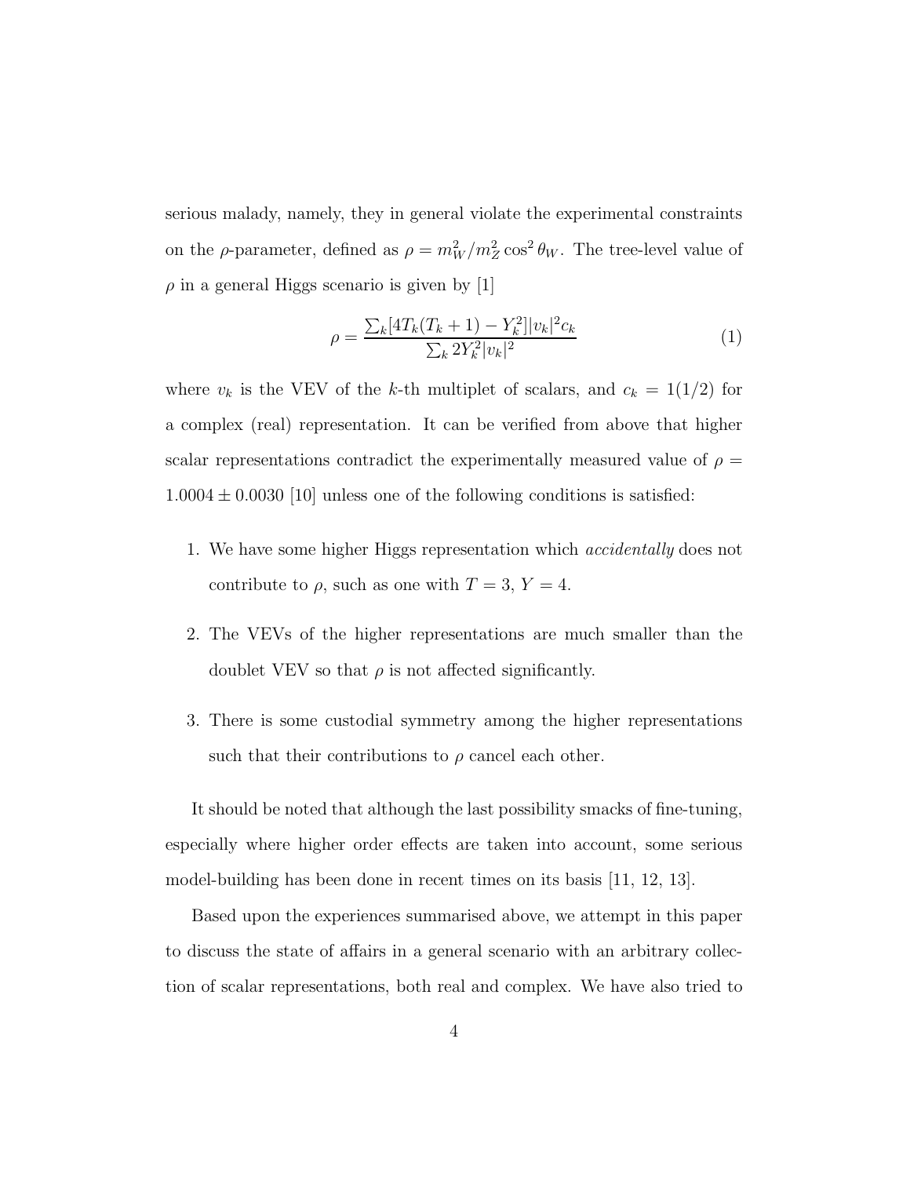serious malady, namely, they in general violate the experimental constraints on the $\rho$-parameter, defined as $\rho = m_W^2/m_Z^2 \cos^2\theta_W$. The tree-level value of $\rho$ in a general Higgs scenario is given by [1]

$$\rho = \frac{\sum_k [4T_k(T_k+1) - Y_k^2] |v_k|^2 c_k}{\sum_k 2Y_k^2 |v_k|^2} \tag{1}$$

where $v_k$ is the VEV of the $k$-th multiplet of scalars, and $c_k = 1(1/2)$ for a complex (real) representation. It can be verified from above that higher scalar representations contradict the experimentally measured value of $\rho = 1.0004 \pm 0.0030$ [10] unless one of the following conditions is satisfied:

1. We have some higher Higgs representation which *accidentally* does not contribute to $\rho$, such as one with $T = 3$, $Y = 4$.

2. The VEVs of the higher representations are much smaller than the doublet VEV so that $\rho$ is not affected significantly.

3. There is some custodial symmetry among the higher representations such that their contributions to $\rho$ cancel each other.

It should be noted that although the last possibility smacks of fine-tuning, especially where higher order effects are taken into account, some serious model-building has been done in recent times on its basis [11, 12, 13].

Based upon the experiences summarised above, we attempt in this paper to discuss the state of affairs in a general scenario with an arbitrary collection of scalar representations, both real and complex. We have also tried to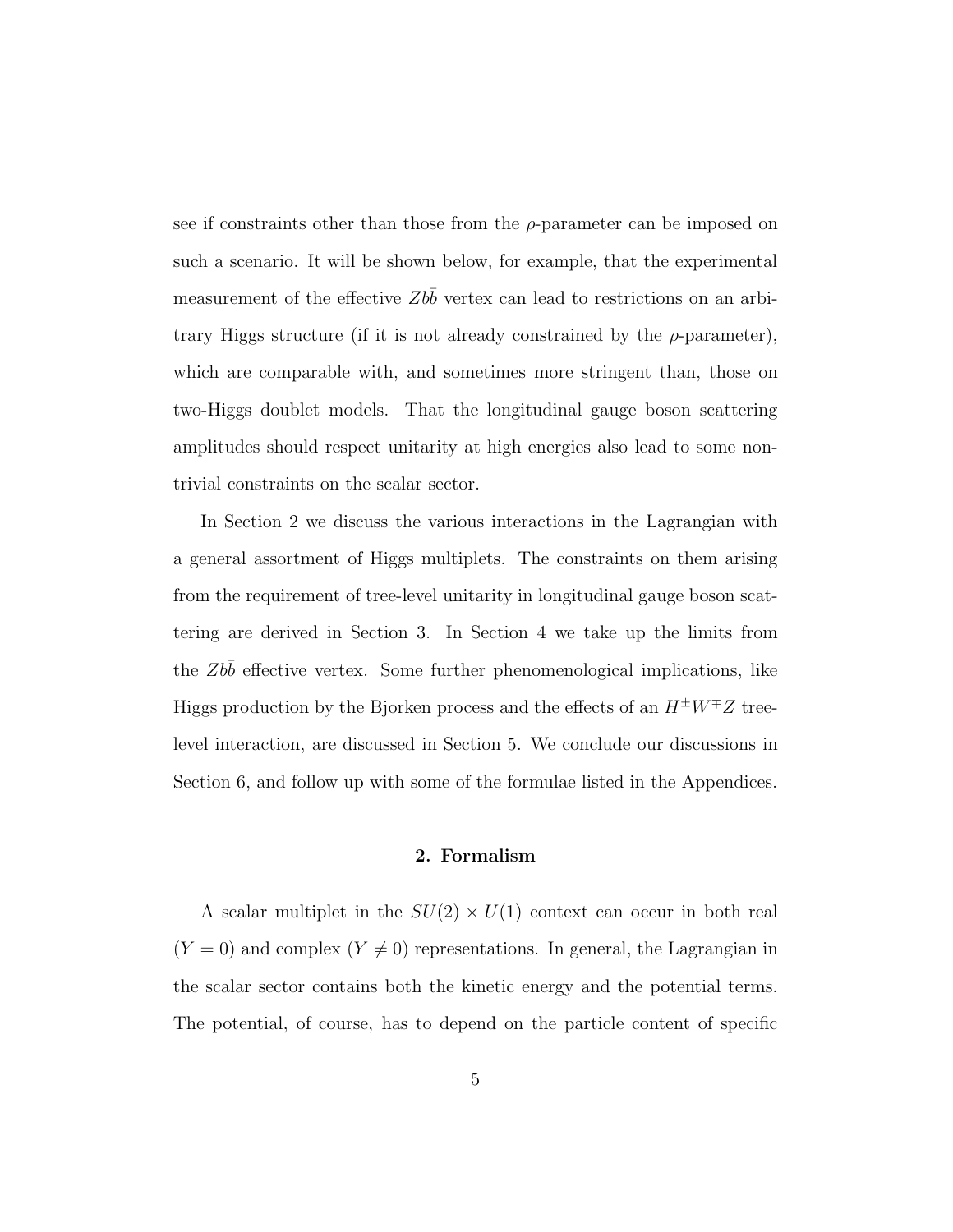see if constraints other than those from the $\rho$-parameter can be imposed on such a scenario. It will be shown below, for example, that the experimental measurement of the effective $Zb\bar{b}$ vertex can lead to restrictions on an arbitrary Higgs structure (if it is not already constrained by the $\rho$-parameter), which are comparable with, and sometimes more stringent than, those on two-Higgs doublet models. That the longitudinal gauge boson scattering amplitudes should respect unitarity at high energies also lead to some non-trivial constraints on the scalar sector.

In Section 2 we discuss the various interactions in the Lagrangian with a general assortment of Higgs multiplets. The constraints on them arising from the requirement of tree-level unitarity in longitudinal gauge boson scattering are derived in Section 3. In Section 4 we take up the limits from the $Zb\bar{b}$ effective vertex. Some further phenomenological implications, like Higgs production by the Bjorken process and the effects of an $H^{\pm}W^{\mp}Z$ tree-level interaction, are discussed in Section 5. We conclude our discussions in Section 6, and follow up with some of the formulae listed in the Appendices.

## 2. Formalism

A scalar multiplet in the $SU(2) \times U(1)$ context can occur in both real ($Y = 0$) and complex ($Y \neq 0$) representations. In general, the Lagrangian in the scalar sector contains both the kinetic energy and the potential terms. The potential, of course, has to depend on the particle content of specific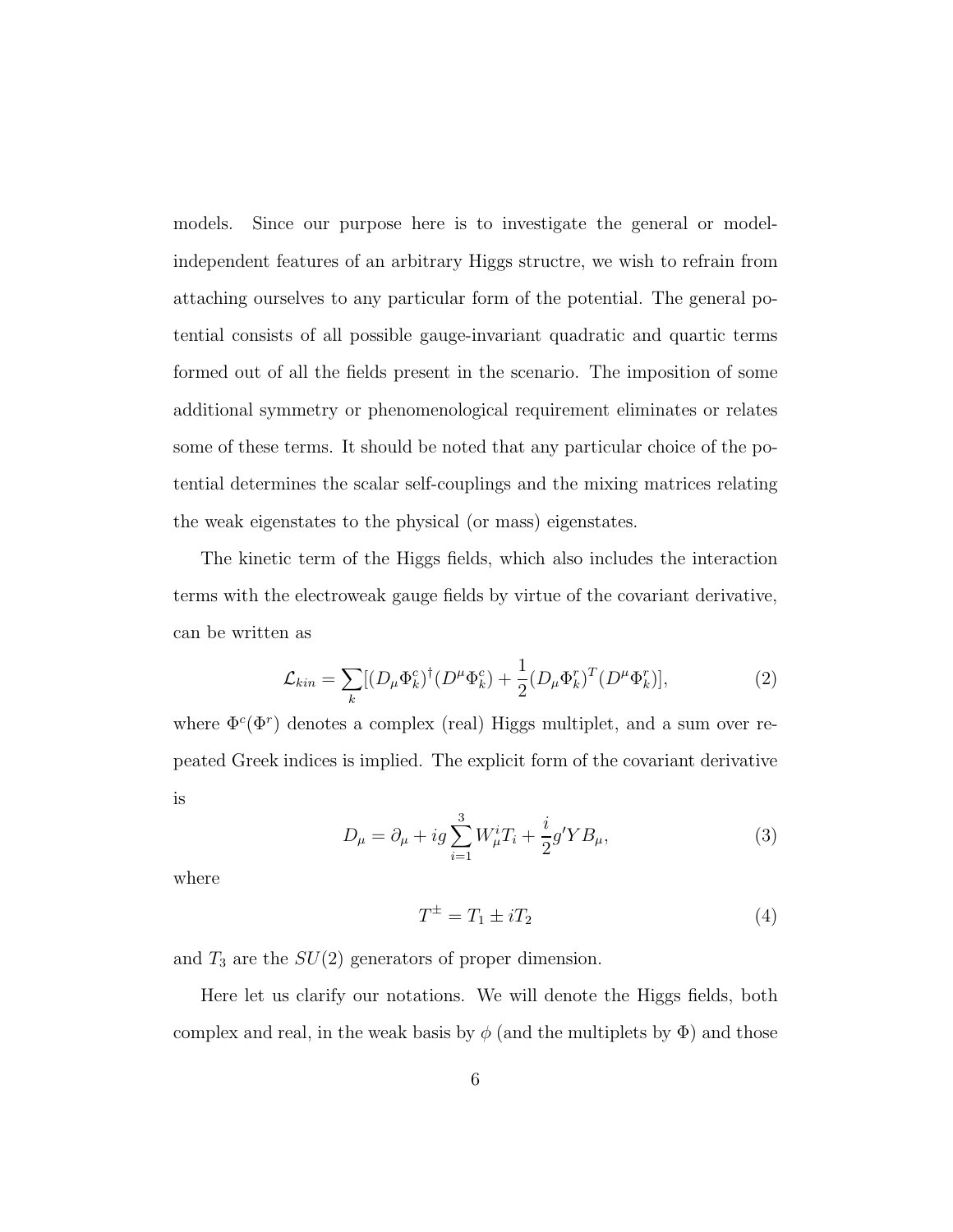models. Since our purpose here is to investigate the general or model-independent features of an arbitrary Higgs structre, we wish to refrain from attaching ourselves to any particular form of the potential. The general potential consists of all possible gauge-invariant quadratic and quartic terms formed out of all the fields present in the scenario. The imposition of some additional symmetry or phenomenological requirement eliminates or relates some of these terms. It should be noted that any particular choice of the potential determines the scalar self-couplings and the mixing matrices relating the weak eigenstates to the physical (or mass) eigenstates.

The kinetic term of the Higgs fields, which also includes the interaction terms with the electroweak gauge fields by virtue of the covariant derivative, can be written as

$$\mathcal{L}_{kin} = \sum_k [(D_\mu \Phi_k^c)^\dagger (D^\mu \Phi_k^c) + \frac{1}{2}(D_\mu \Phi_k^r)^T (D^\mu \Phi_k^r)], \tag{2}$$

where $\Phi^c(\Phi^r)$ denotes a complex (real) Higgs multiplet, and a sum over repeated Greek indices is implied. The explicit form of the covariant derivative is

$$D_\mu = \partial_\mu + ig\sum_{i=1}^{3} W_\mu^i T_i + \frac{i}{2} g' Y B_\mu, \tag{3}$$

where

$$T^\pm = T_1 \pm i T_2 \tag{4}$$

and $T_3$ are the $SU(2)$ generators of proper dimension.

Here let us clarify our notations. We will denote the Higgs fields, both complex and real, in the weak basis by $\phi$ (and the multiplets by $\Phi$) and those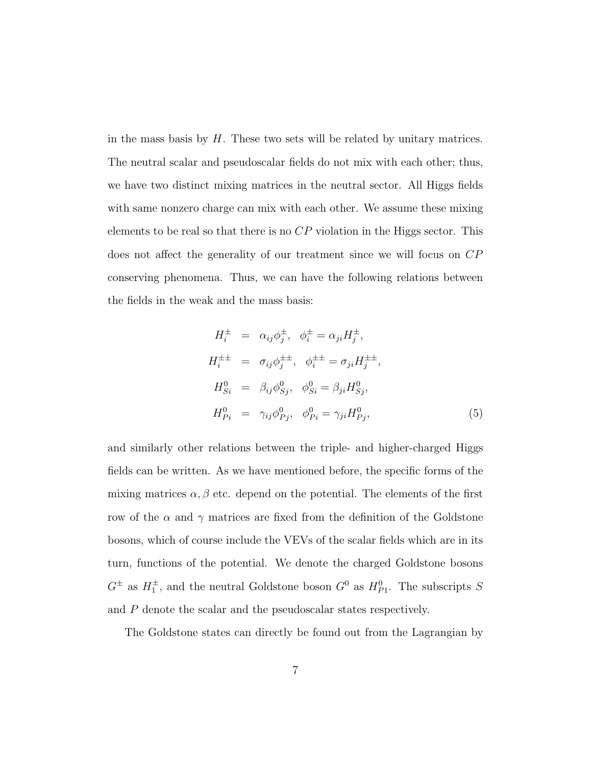in the mass basis by $H$. These two sets will be related by unitary matrices. The neutral scalar and pseudoscalar fields do not mix with each other; thus, we have two distinct mixing matrices in the neutral sector. All Higgs fields with same nonzero charge can mix with each other. We assume these mixing elements to be real so that there is no $CP$ violation in the Higgs sector. This does not affect the generality of our treatment since we will focus on $CP$ conserving phenomena. Thus, we can have the following relations between the fields in the weak and the mass basis:

$$
\begin{aligned}
H_i^{\pm} &= \alpha_{ij}\phi_j^{\pm}, \quad \phi_i^{\pm} = \alpha_{ji}H_j^{\pm}, \\
H_i^{\pm\pm} &= \sigma_{ij}\phi_j^{\pm\pm}, \quad \phi_i^{\pm\pm} = \sigma_{ji}H_j^{\pm\pm}, \\
H_{Si}^{0} &= \beta_{ij}\phi_{Sj}^{0}, \quad \phi_{Si}^{0} = \beta_{ji}H_{Sj}^{0}, \\
H_{Pi}^{0} &= \gamma_{ij}\phi_{Pj}^{0}, \quad \phi_{Pi}^{0} = \gamma_{ji}H_{Pj}^{0},
\end{aligned}
\tag{5}
$$

and similarly other relations between the triple- and higher-charged Higgs fields can be written. As we have mentioned before, the specific forms of the mixing matrices $\alpha, \beta$ etc. depend on the potential. The elements of the first row of the $\alpha$ and $\gamma$ matrices are fixed from the definition of the Goldstone bosons, which of course include the VEVs of the scalar fields which are in its turn, functions of the potential. We denote the charged Goldstone bosons $G^{\pm}$ as $H_1^{\pm}$, and the neutral Goldstone boson $G^0$ as $H_{P1}^0$. The subscripts $S$ and $P$ denote the scalar and the pseudoscalar states respectively.

The Goldstone states can directly be found out from the Lagrangian by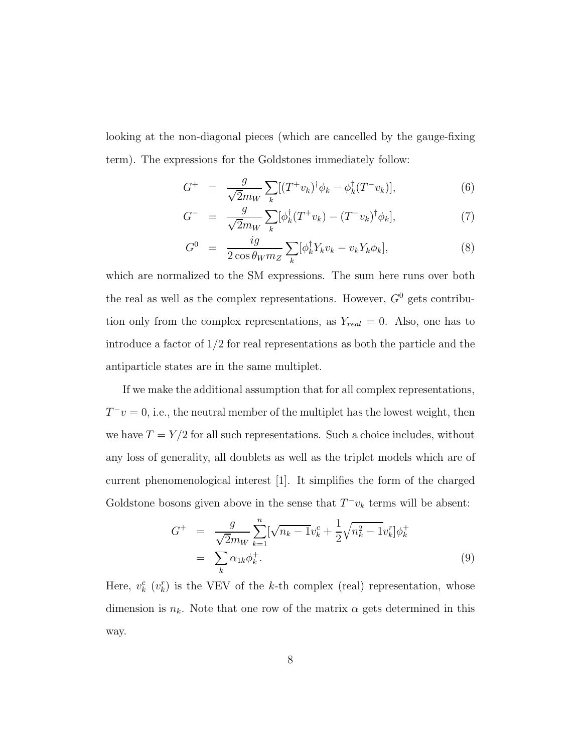looking at the non-diagonal pieces (which are cancelled by the gauge-fixing term). The expressions for the Goldstones immediately follow:

$$
\begin{aligned}
G^{+} &= \frac{g}{\sqrt{2}m_W}\sum_k [(T^{+}v_k)^{\dagger}\phi_k - \phi_k^{\dagger}(T^{-}v_k)], \qquad (6)\\
G^{-} &= \frac{g}{\sqrt{2}m_W}\sum_k [\phi_k^{\dagger}(T^{+}v_k) - (T^{-}v_k)^{\dagger}\phi_k], \qquad (7)\\
G^{0} &= \frac{ig}{2\cos\theta_W m_Z}\sum_k [\phi_k^{\dagger}Y_k v_k - v_k Y_k \phi_k], \qquad (8)
\end{aligned}
$$

which are normalized to the SM expressions. The sum here runs over both the real as well as the complex representations. However, $G^0$ gets contribution only from the complex representations, as $Y_{real} = 0$. Also, one has to introduce a factor of $1/2$ for real representations as both the particle and the antiparticle states are in the same multiplet.

If we make the additional assumption that for all complex representations, $T^{-}v = 0$, i.e., the neutral member of the multiplet has the lowest weight, then we have $T = Y/2$ for all such representations. Such a choice includes, without any loss of generality, all doublets as well as the triplet models which are of current phenomenological interest [1]. It simplifies the form of the charged Goldstone bosons given above in the sense that $T^{-}v_k$ terms will be absent:

$$
\begin{aligned}
G^{+} &= \frac{g}{\sqrt{2}m_W}\sum_{k=1}^{n}[\sqrt{n_k - 1}\,v_k^c + \frac{1}{2}\sqrt{n_k^2 - 1}\,v_k^r]\phi_k^{+}\\
&= \sum_k \alpha_{1k}\phi_k^{+}. \qquad (9)
\end{aligned}
$$

Here, $v_k^c$ ($v_k^r$) is the VEV of the $k$-th complex (real) representation, whose dimension is $n_k$. Note that one row of the matrix $\alpha$ gets determined in this way.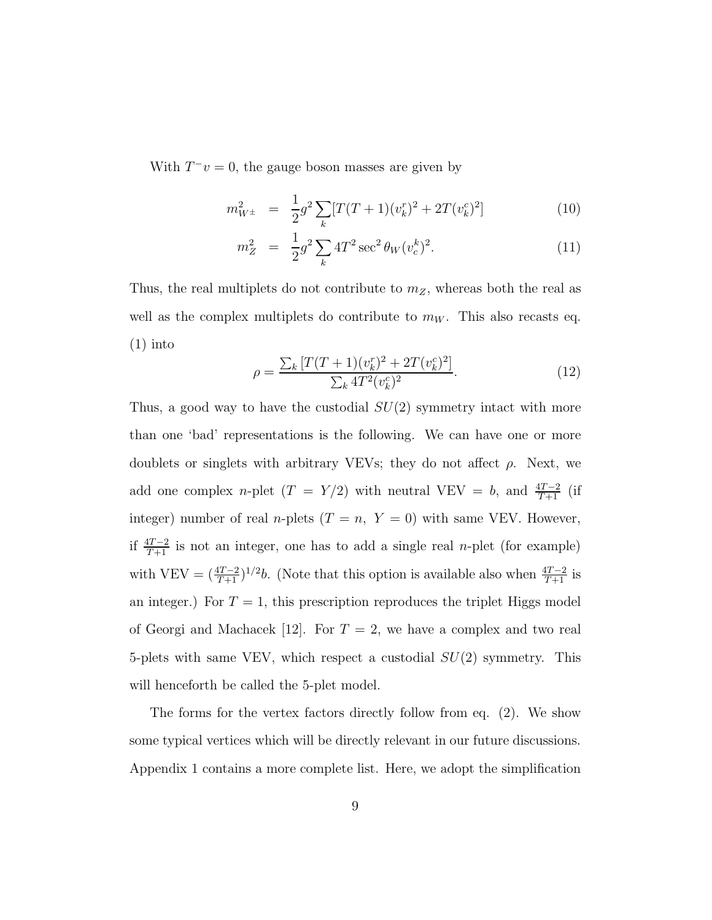With $T^- v = 0$, the gauge boson masses are given by

$$
\begin{aligned}
m_{W^\pm}^2 &= \frac{1}{2} g^2 \sum_k [T(T+1)(v_k^r)^2 + 2T(v_k^c)^2] && (10) \\
m_Z^2 &= \frac{1}{2} g^2 \sum_k 4T^2 \sec^2\theta_W (v_c^k)^2. && (11)
\end{aligned}
$$

Thus, the real multiplets do not contribute to $m_Z$, whereas both the real as well as the complex multiplets do contribute to $m_W$. This also recasts eq. (1) into

$$
\rho = \frac{\sum_k [T(T+1)(v_k^r)^2 + 2T(v_k^c)^2]}{\sum_k 4T^2 (v_k^c)^2}. \qquad (12)
$$

Thus, a good way to have the custodial $SU(2)$ symmetry intact with more than one 'bad' representations is the following. We can have one or more doublets or singlets with arbitrary VEVs; they do not affect $\rho$. Next, we add one complex $n$-plet ($T = Y/2$) with neutral VEV $= b$, and $\frac{4T-2}{T+1}$ (if integer) number of real $n$-plets ($T = n,\ Y = 0$) with same VEV. However, if $\frac{4T-2}{T+1}$ is not an integer, one has to add a single real $n$-plet (for example) with VEV $= (\frac{4T-2}{T+1})^{1/2} b$. (Note that this option is available also when $\frac{4T-2}{T+1}$ is an integer.) For $T = 1$, this prescription reproduces the triplet Higgs model of Georgi and Machacek [12]. For $T = 2$, we have a complex and two real 5-plets with same VEV, which respect a custodial $SU(2)$ symmetry. This will henceforth be called the 5-plet model.

The forms for the vertex factors directly follow from eq. (2). We show some typical vertices which will be directly relevant in our future discussions. Appendix 1 contains a more complete list. Here, we adopt the simplification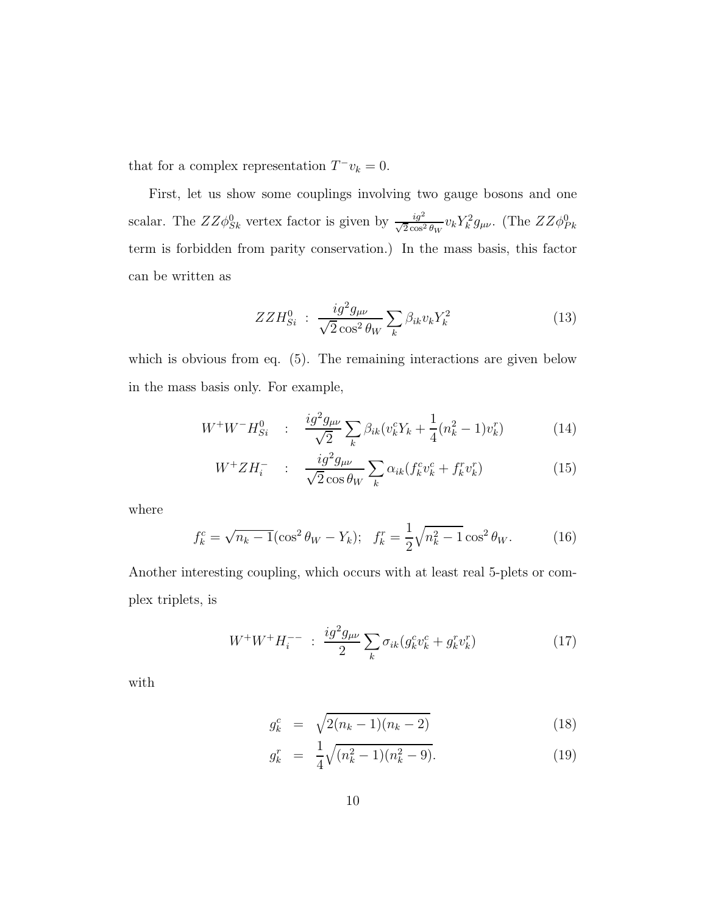that for a complex representation $T^- v_k = 0$.

First, let us show some couplings involving two gauge bosons and one scalar. The $ZZ\phi^0_{Sk}$ vertex factor is given by $\frac{ig^2}{\sqrt{2}\cos^2\theta_W} v_k Y_k^2 g_{\mu\nu}$. (The $ZZ\phi^0_{Pk}$ term is forbidden from parity conservation.) In the mass basis, this factor can be written as

$$ZZH^0_{Si} \; : \; \frac{ig^2 g_{\mu\nu}}{\sqrt{2}\cos^2\theta_W} \sum_k \beta_{ik} v_k Y_k^2 \tag{13}$$

which is obvious from eq. (5). The remaining interactions are given below in the mass basis only. For example,

$$W^+W^-H^0_{Si} \quad : \quad \frac{ig^2 g_{\mu\nu}}{\sqrt{2}} \sum_k \beta_{ik} (v_k^c Y_k + \frac{1}{4}(n_k^2 - 1) v_k^r) \tag{14}$$

$$W^+ZH^-_i \quad : \quad \frac{ig^2 g_{\mu\nu}}{\sqrt{2}\cos\theta_W} \sum_k \alpha_{ik} (f_k^c v_k^c + f_k^r v_k^r) \tag{15}$$

where

$$f_k^c = \sqrt{n_k - 1}(\cos^2\theta_W - Y_k); \quad f_k^r = \frac{1}{2}\sqrt{n_k^2 - 1}\cos^2\theta_W. \tag{16}$$

Another interesting coupling, which occurs with at least real 5-plets or complex triplets, is

$$W^+W^+H^{--}_i \; : \; \frac{ig^2 g_{\mu\nu}}{2} \sum_k \sigma_{ik} (g_k^c v_k^c + g_k^r v_k^r) \tag{17}$$

with

$$g_k^c \;\; = \;\; \sqrt{2(n_k - 1)(n_k - 2)} \tag{18}$$

$$g_k^r \;\; = \;\; \frac{1}{4}\sqrt{(n_k^2 - 1)(n_k^2 - 9)}. \tag{19}$$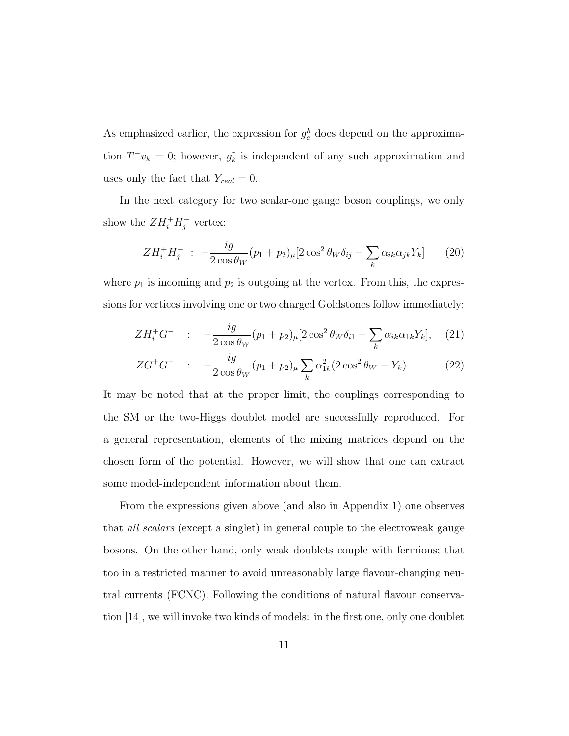As emphasized earlier, the expression for $g_c^k$ does depend on the approximation $T^- v_k = 0$; however, $g_k^r$ is independent of any such approximation and uses only the fact that $Y_{real} = 0$.

In the next category for two scalar-one gauge boson couplings, we only show the $ZH_i^+H_j^-$ vertex:

$$ZH_i^+H_j^- \;:\; -\frac{ig}{2\cos\theta_W}(p_1+p_2)_\mu[2\cos^2\theta_W\delta_{ij} - \sum_k \alpha_{ik}\alpha_{jk}Y_k] \tag{20}$$

where $p_1$ is incoming and $p_2$ is outgoing at the vertex. From this, the expressions for vertices involving one or two charged Goldstones follow immediately:

$$ZH_i^+G^- \;:\; -\frac{ig}{2\cos\theta_W}(p_1+p_2)_\mu[2\cos^2\theta_W\delta_{i1} - \sum_k \alpha_{ik}\alpha_{1k}Y_k], \tag{21}$$

$$ZG^+G^- \;:\; -\frac{ig}{2\cos\theta_W}(p_1+p_2)_\mu \sum_k \alpha_{1k}^2(2\cos^2\theta_W - Y_k). \tag{22}$$

It may be noted that at the proper limit, the couplings corresponding to the SM or the two-Higgs doublet model are successfully reproduced. For a general representation, elements of the mixing matrices depend on the chosen form of the potential. However, we will show that one can extract some model-independent information about them.

From the expressions given above (and also in Appendix 1) one observes that *all scalars* (except a singlet) in general couple to the electroweak gauge bosons. On the other hand, only weak doublets couple with fermions; that too in a restricted manner to avoid unreasonably large flavour-changing neutral currents (FCNC). Following the conditions of natural flavour conservation [14], we will invoke two kinds of models: in the first one, only one doublet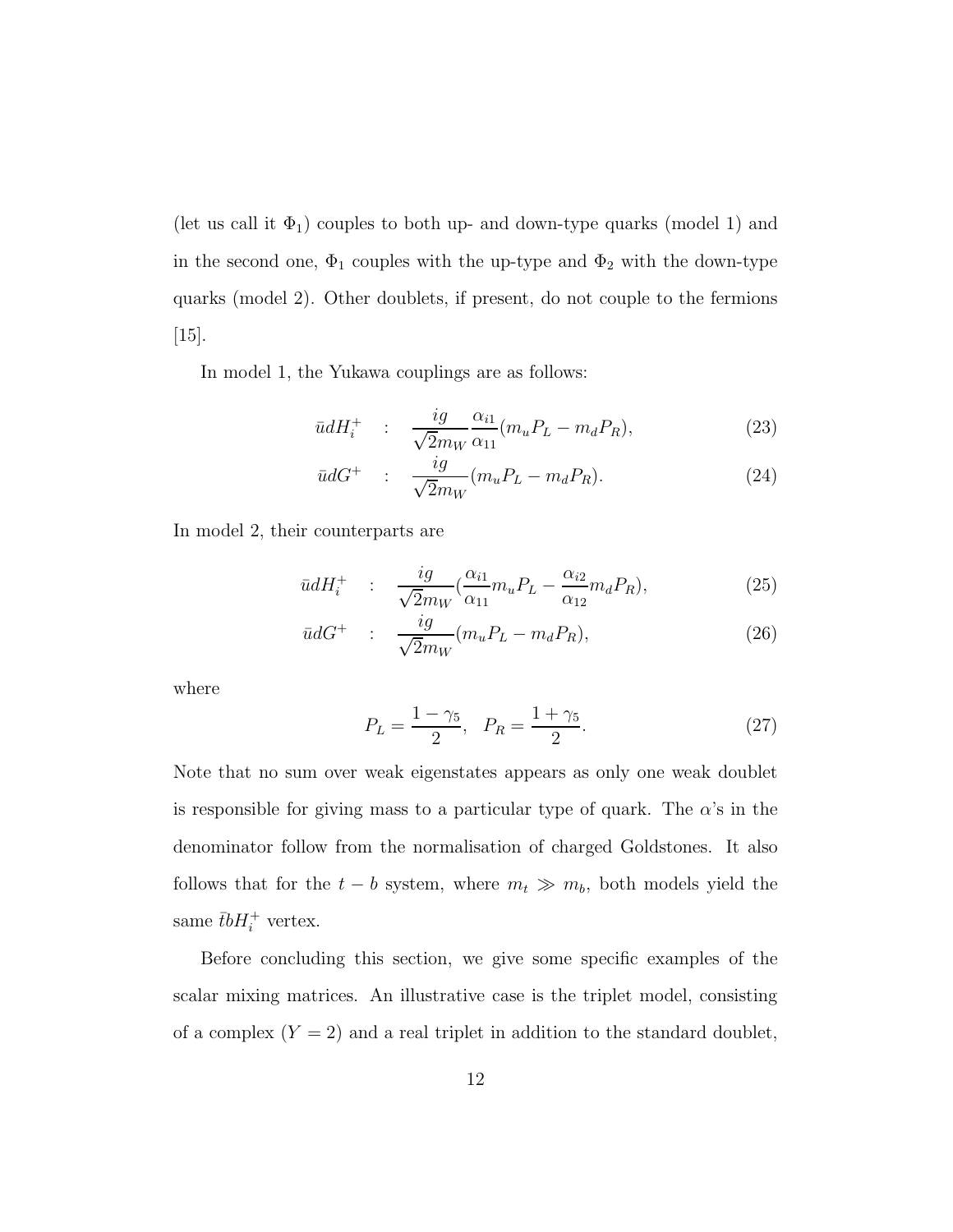(let us call it $\Phi_1$) couples to both up- and down-type quarks (model 1) and in the second one, $\Phi_1$ couples with the up-type and $\Phi_2$ with the down-type quarks (model 2). Other doublets, if present, do not couple to the fermions [15].

In model 1, the Yukawa couplings are as follows:

$$\bar{u}dH_i^+ \quad : \quad \frac{ig}{\sqrt{2}m_W}\frac{\alpha_{i1}}{\alpha_{11}}(m_u P_L - m_d P_R), \tag{23}$$

$$\bar{u}dG^+ \quad : \quad \frac{ig}{\sqrt{2}m_W}(m_u P_L - m_d P_R). \tag{24}$$

In model 2, their counterparts are

$$\bar{u}dH_i^+ \quad : \quad \frac{ig}{\sqrt{2}m_W}(\frac{\alpha_{i1}}{\alpha_{11}}m_u P_L - \frac{\alpha_{i2}}{\alpha_{12}}m_d P_R), \tag{25}$$

$$\bar{u}dG^+ \quad : \quad \frac{ig}{\sqrt{2}m_W}(m_u P_L - m_d P_R), \tag{26}$$

where

$$P_L = \frac{1-\gamma_5}{2}, \quad P_R = \frac{1+\gamma_5}{2}. \tag{27}$$

Note that no sum over weak eigenstates appears as only one weak doublet is responsible for giving mass to a particular type of quark. The $\alpha$'s in the denominator follow from the normalisation of charged Goldstones. It also follows that for the $t-b$ system, where $m_t \gg m_b$, both models yield the same $\bar{t}bH_i^+$ vertex.

Before concluding this section, we give some specific examples of the scalar mixing matrices. An illustrative case is the triplet model, consisting of a complex ($Y=2$) and a real triplet in addition to the standard doublet,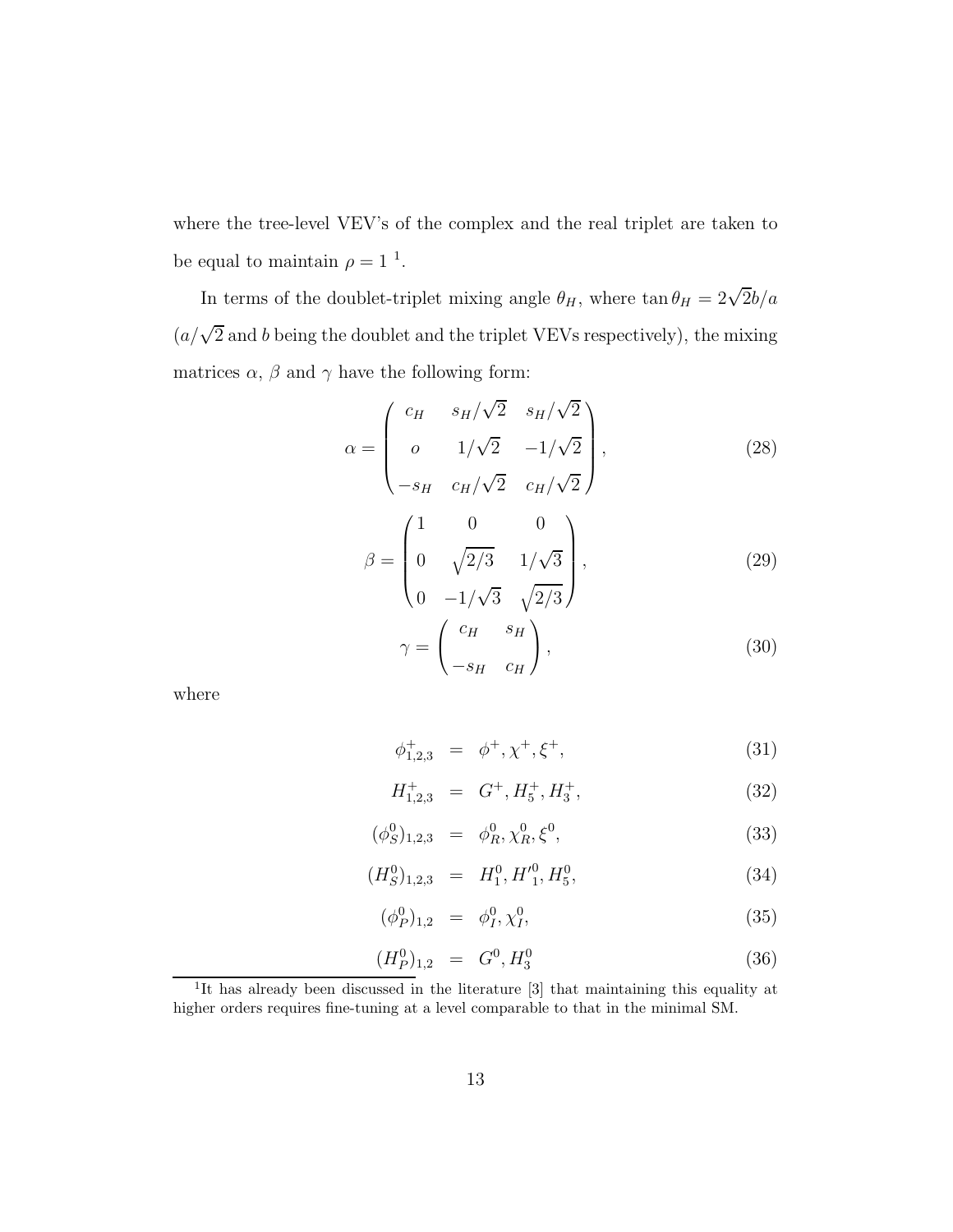where the tree-level VEV's of the complex and the real triplet are taken to be equal to maintain $\rho = 1$ [1].

In terms of the doublet-triplet mixing angle $\theta_H$, where $\tan\theta_H = 2\sqrt{2}b/a$ ($a/\sqrt{2}$ and $b$ being the doublet and the triplet VEVs respectively), the mixing matrices $\alpha$, $\beta$ and $\gamma$ have the following form:

$$\alpha = \begin{pmatrix} c_H & s_H/\sqrt{2} & s_H/\sqrt{2} \\ o & 1/\sqrt{2} & -1/\sqrt{2} \\ -s_H & c_H/\sqrt{2} & c_H/\sqrt{2} \end{pmatrix}, \tag{28}$$

$$\beta = \begin{pmatrix} 1 & 0 & 0 \\ 0 & \sqrt{2/3} & 1/\sqrt{3} \\ 0 & -1/\sqrt{3} & \sqrt{2/3} \end{pmatrix}, \tag{29}$$

$$\gamma = \begin{pmatrix} c_H & s_H \\ -s_H & c_H \end{pmatrix}, \tag{30}$$

where

$$\phi^+_{1,2,3} = \phi^+, \chi^+, \xi^+, \tag{31}$$

$$H^+_{1,2,3} = G^+, H^+_5, H^+_3, \tag{32}$$

$$(\phi^0_S)_{1,2,3} = \phi^0_R, \chi^0_R, \xi^0, \tag{33}$$

$$(H^0_S)_{1,2,3} = H^0_1, H'^0_1, H^0_5, \tag{34}$$

$$(\phi^0_P)_{1,2} = \phi^0_I, \chi^0_I, \tag{35}$$

$$(H^0_P)_{1,2} = G^0, H^0_3 \tag{36}$$

[1] It has already been discussed in the literature [3] that maintaining this equality at higher orders requires fine-tuning at a level comparable to that in the minimal SM.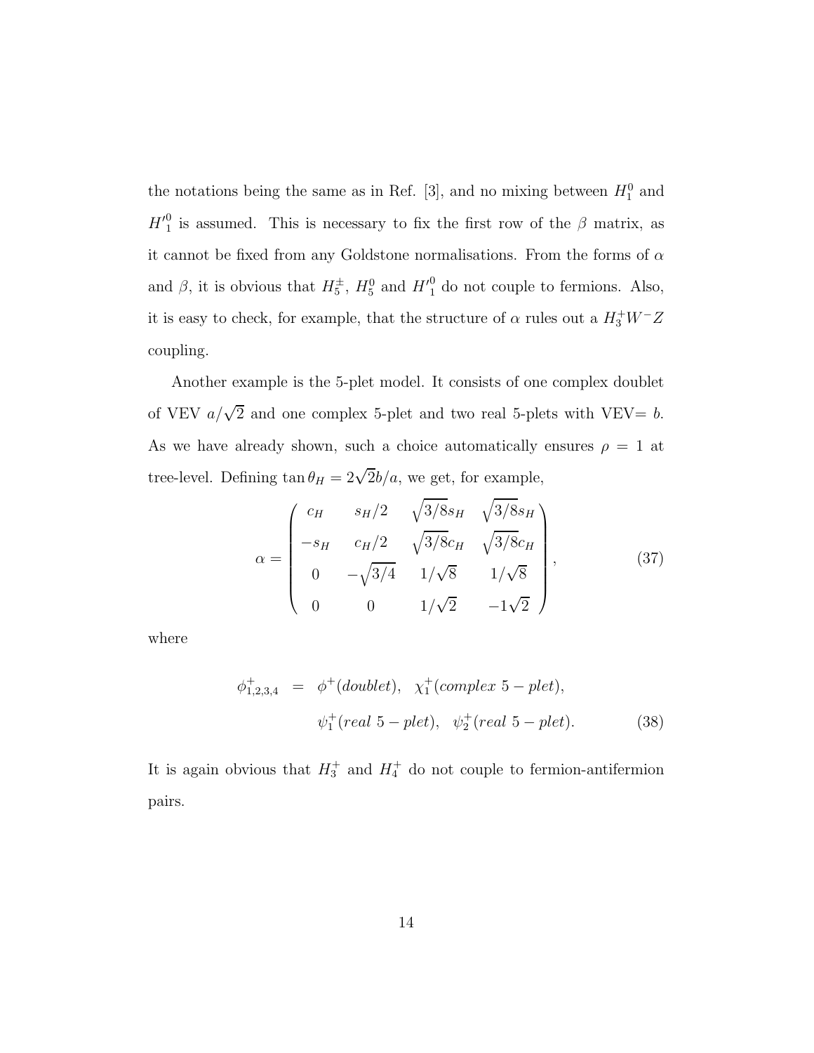the notations being the same as in Ref. [3], and no mixing between $H_1^0$ and $H'^0_1$ is assumed. This is necessary to fix the first row of the $\beta$ matrix, as it cannot be fixed from any Goldstone normalisations. From the forms of $\alpha$ and $\beta$, it is obvious that $H_5^\pm$, $H_5^0$ and $H'^0_1$ do not couple to fermions. Also, it is easy to check, for example, that the structure of $\alpha$ rules out a $H_3^+ W^- Z$ coupling.

Another example is the 5-plet model. It consists of one complex doublet of VEV $a/\sqrt{2}$ and one complex 5-plet and two real 5-plets with VEV$= b$. As we have already shown, such a choice automatically ensures $\rho = 1$ at tree-level. Defining $\tan\theta_H = 2\sqrt{2}b/a$, we get, for example,

$$\alpha = \begin{pmatrix} c_H & s_H/2 & \sqrt{3/8}s_H & \sqrt{3/8}s_H \\ -s_H & c_H/2 & \sqrt{3/8}c_H & \sqrt{3/8}c_H \\ 0 & -\sqrt{3/4} & 1/\sqrt{8} & 1/\sqrt{8} \\ 0 & 0 & 1/\sqrt{2} & -1\sqrt{2} \end{pmatrix}, \tag{37}$$

where

$$\begin{aligned} \phi^+_{1,2,3,4} &= \phi^+(doublet), \quad \chi^+_1(complex\ 5-plet), \\ &\quad \psi^+_1(real\ 5-plet), \quad \psi^+_2(real\ 5-plet). \end{aligned} \tag{38}$$

It is again obvious that $H_3^+$ and $H_4^+$ do not couple to fermion-antifermion pairs.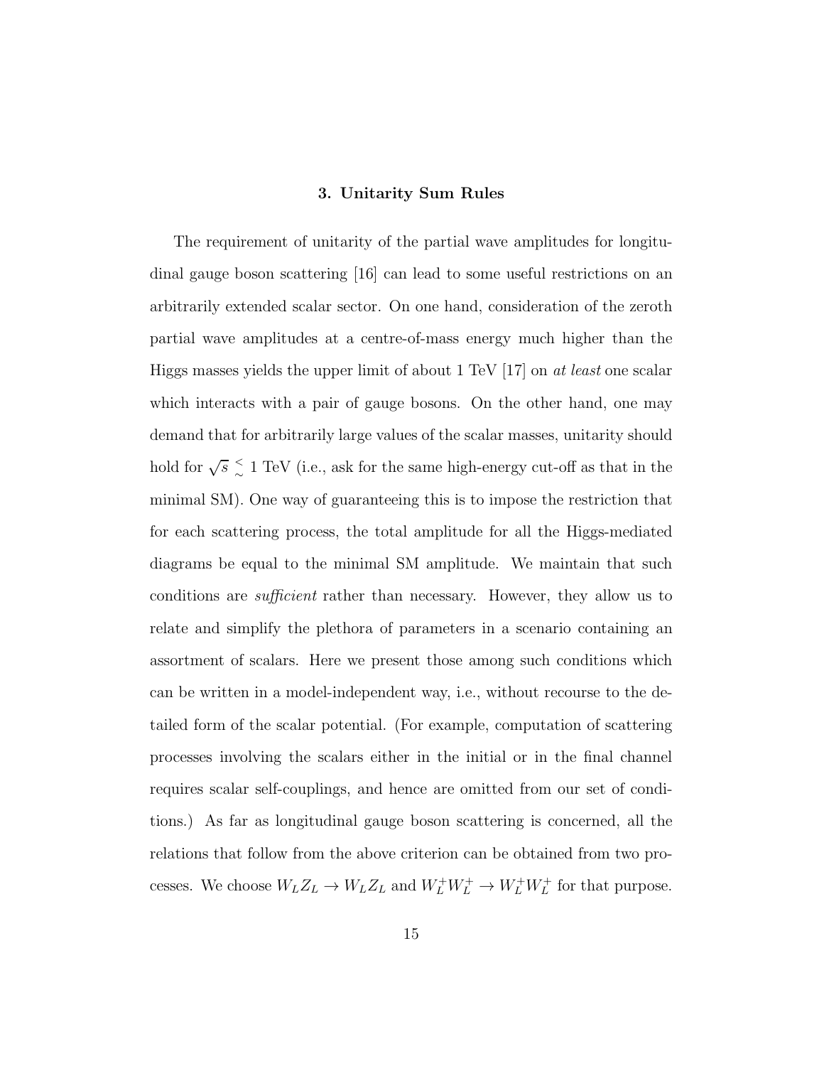## 3. Unitarity Sum Rules

The requirement of unitarity of the partial wave amplitudes for longitudinal gauge boson scattering [16] can lead to some useful restrictions on an arbitrarily extended scalar sector. On one hand, consideration of the zeroth partial wave amplitudes at a centre-of-mass energy much higher than the Higgs masses yields the upper limit of about 1 TeV [17] on *at least* one scalar which interacts with a pair of gauge bosons. On the other hand, one may demand that for arbitrarily large values of the scalar masses, unitarity should hold for $\sqrt{s} \lesssim 1$ TeV (i.e., ask for the same high-energy cut-off as that in the minimal SM). One way of guaranteeing this is to impose the restriction that for each scattering process, the total amplitude for all the Higgs-mediated diagrams be equal to the minimal SM amplitude. We maintain that such conditions are *sufficient* rather than necessary. However, they allow us to relate and simplify the plethora of parameters in a scenario containing an assortment of scalars. Here we present those among such conditions which can be written in a model-independent way, i.e., without recourse to the detailed form of the scalar potential. (For example, computation of scattering processes involving the scalars either in the initial or in the final channel requires scalar self-couplings, and hence are omitted from our set of conditions.) As far as longitudinal gauge boson scattering is concerned, all the relations that follow from the above criterion can be obtained from two processes. We choose $W_L Z_L \to W_L Z_L$ and $W_L^+ W_L^+ \to W_L^+ W_L^+$ for that purpose.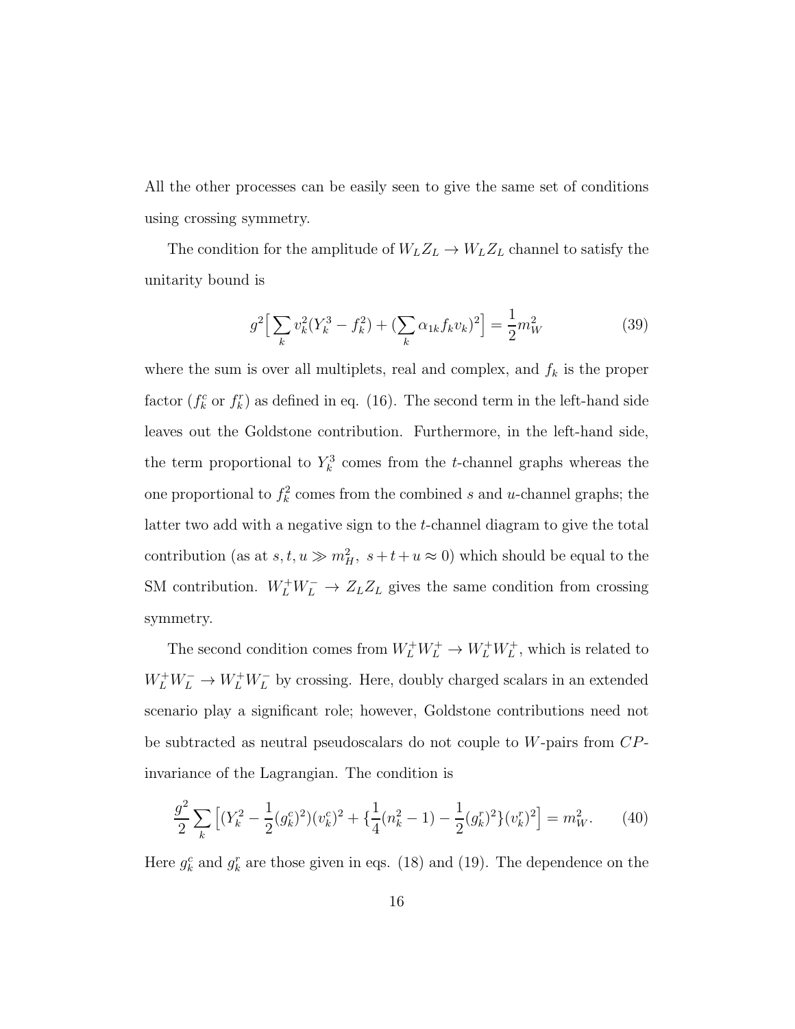All the other processes can be easily seen to give the same set of conditions using crossing symmetry.

The condition for the amplitude of $W_L Z_L \to W_L Z_L$ channel to satisfy the unitarity bound is

$$g^2 \Big[ \sum_k v_k^2 (Y_k^3 - f_k^2) + (\sum_k \alpha_{1k} f_k v_k)^2 \Big] = \frac{1}{2} m_W^2 \tag{39}$$

where the sum is over all multiplets, real and complex, and $f_k$ is the proper factor ($f_k^c$ or $f_k^r$) as defined in eq. (16). The second term in the left-hand side leaves out the Goldstone contribution. Furthermore, in the left-hand side, the term proportional to $Y_k^3$ comes from the $t$-channel graphs whereas the one proportional to $f_k^2$ comes from the combined $s$ and $u$-channel graphs; the latter two add with a negative sign to the $t$-channel diagram to give the total contribution (as at $s, t, u \gg m_H^2,\ s + t + u \approx 0$) which should be equal to the SM contribution. $W_L^+ W_L^- \to Z_L Z_L$ gives the same condition from crossing symmetry.

The second condition comes from $W_L^+ W_L^+ \to W_L^+ W_L^+$, which is related to $W_L^+ W_L^- \to W_L^+ W_L^-$ by crossing. Here, doubly charged scalars in an extended scenario play a significant role; however, Goldstone contributions need not be subtracted as neutral pseudoscalars do not couple to $W$-pairs from $CP$-invariance of the Lagrangian. The condition is

$$\frac{g^2}{2} \sum_k \Big[ (Y_k^2 - \frac{1}{2} (g_k^c)^2)(v_k^c)^2 + \{ \frac{1}{4}(n_k^2 - 1) - \frac{1}{2}(g_k^r)^2 \} (v_k^r)^2 \Big] = m_W^2. \tag{40}$$

Here $g_k^c$ and $g_k^r$ are those given in eqs. (18) and (19). The dependence on the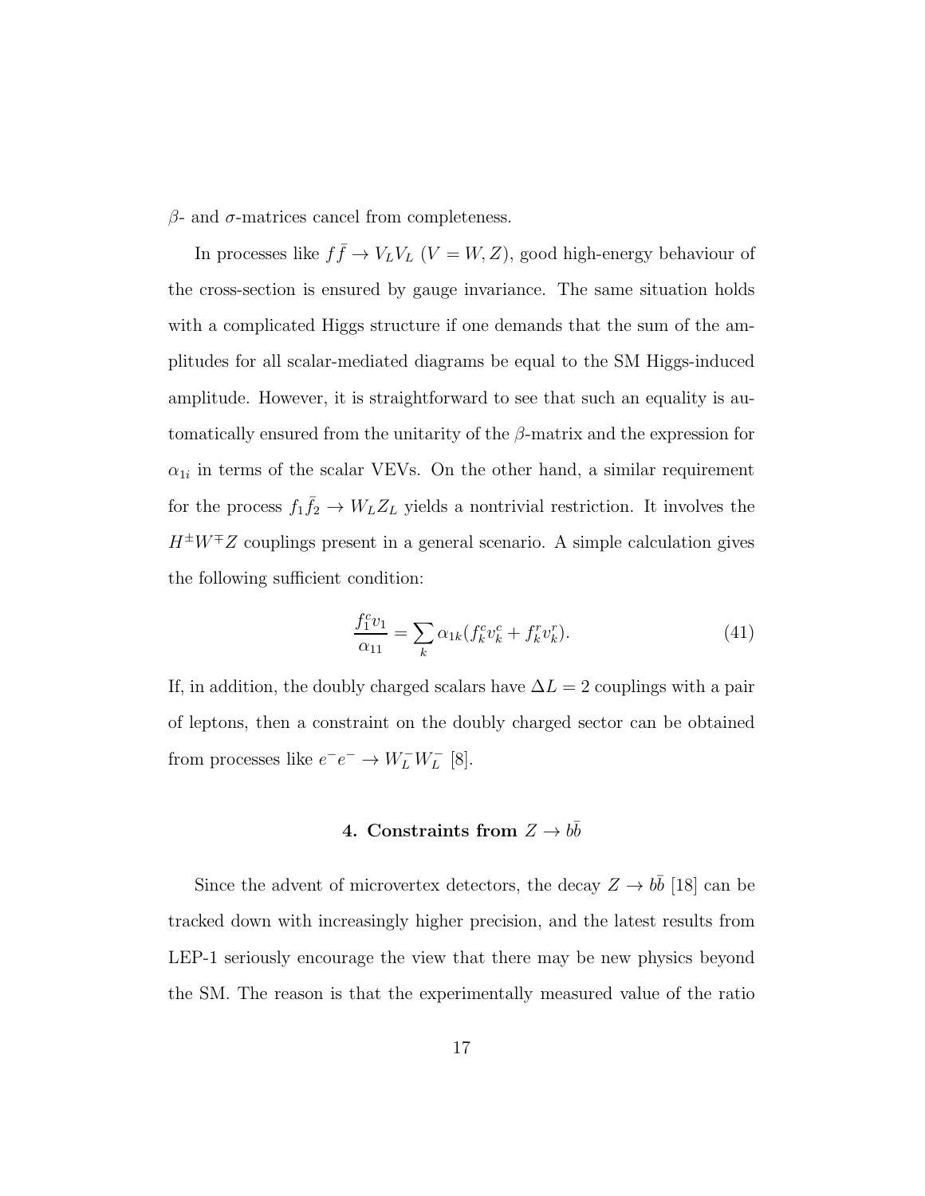$\beta$- and $\sigma$-matrices cancel from completeness.

In processes like $f\bar{f} \to V_L V_L$ ($V = W, Z$), good high-energy behaviour of the cross-section is ensured by gauge invariance. The same situation holds with a complicated Higgs structure if one demands that the sum of the amplitudes for all scalar-mediated diagrams be equal to the SM Higgs-induced amplitude. However, it is straightforward to see that such an equality is automatically ensured from the unitarity of the $\beta$-matrix and the expression for $\alpha_{1i}$ in terms of the scalar VEVs. On the other hand, a similar requirement for the process $f_1\bar{f}_2 \to W_L Z_L$ yields a nontrivial restriction. It involves the $H^{\pm}W^{\mp}Z$ couplings present in a general scenario. A simple calculation gives the following sufficient condition:

$$\frac{f_1^c v_1}{\alpha_{11}} = \sum_k \alpha_{1k}(f_k^c v_k^c + f_k^r v_k^r). \tag{41}$$

If, in addition, the doubly charged scalars have $\Delta L = 2$ couplings with a pair of leptons, then a constraint on the doubly charged sector can be obtained from processes like $e^- e^- \to W_L^- W_L^-$ [8].

## 4. Constraints from $Z \to b\bar{b}$

Since the advent of microvertex detectors, the decay $Z \to b\bar{b}$ [18] can be tracked down with increasingly higher precision, and the latest results from LEP-1 seriously encourage the view that there may be new physics beyond the SM. The reason is that the experimentally measured value of the ratio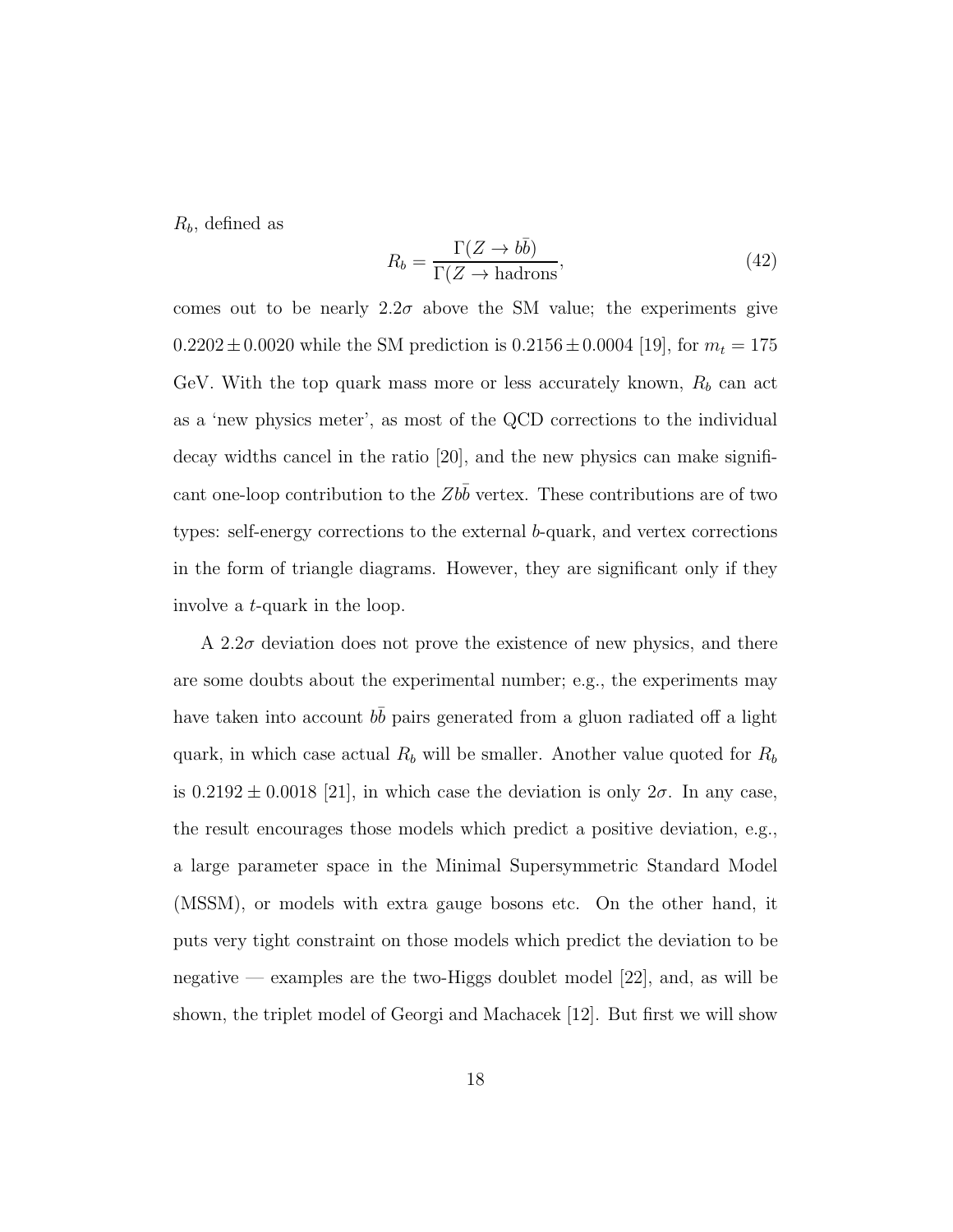$R_b$, defined as

$$R_b = \frac{\Gamma(Z \to b\bar{b})}{\Gamma(Z \to \text{hadrons})}, \tag{42}$$

comes out to be nearly $2.2\sigma$ above the SM value; the experiments give $0.2202 \pm 0.0020$ while the SM prediction is $0.2156 \pm 0.0004$ [19], for $m_t = 175$ GeV. With the top quark mass more or less accurately known, $R_b$ can act as a 'new physics meter', as most of the QCD corrections to the individual decay widths cancel in the ratio [20], and the new physics can make significant one-loop contribution to the $Zb\bar{b}$ vertex. These contributions are of two types: self-energy corrections to the external $b$-quark, and vertex corrections in the form of triangle diagrams. However, they are significant only if they involve a $t$-quark in the loop.

A $2.2\sigma$ deviation does not prove the existence of new physics, and there are some doubts about the experimental number; e.g., the experiments may have taken into account $b\bar{b}$ pairs generated from a gluon radiated off a light quark, in which case actual $R_b$ will be smaller. Another value quoted for $R_b$ is $0.2192 \pm 0.0018$ [21], in which case the deviation is only $2\sigma$. In any case, the result encourages those models which predict a positive deviation, e.g., a large parameter space in the Minimal Supersymmetric Standard Model (MSSM), or models with extra gauge bosons etc. On the other hand, it puts very tight constraint on those models which predict the deviation to be negative — examples are the two-Higgs doublet model [22], and, as will be shown, the triplet model of Georgi and Machacek [12]. But first we will show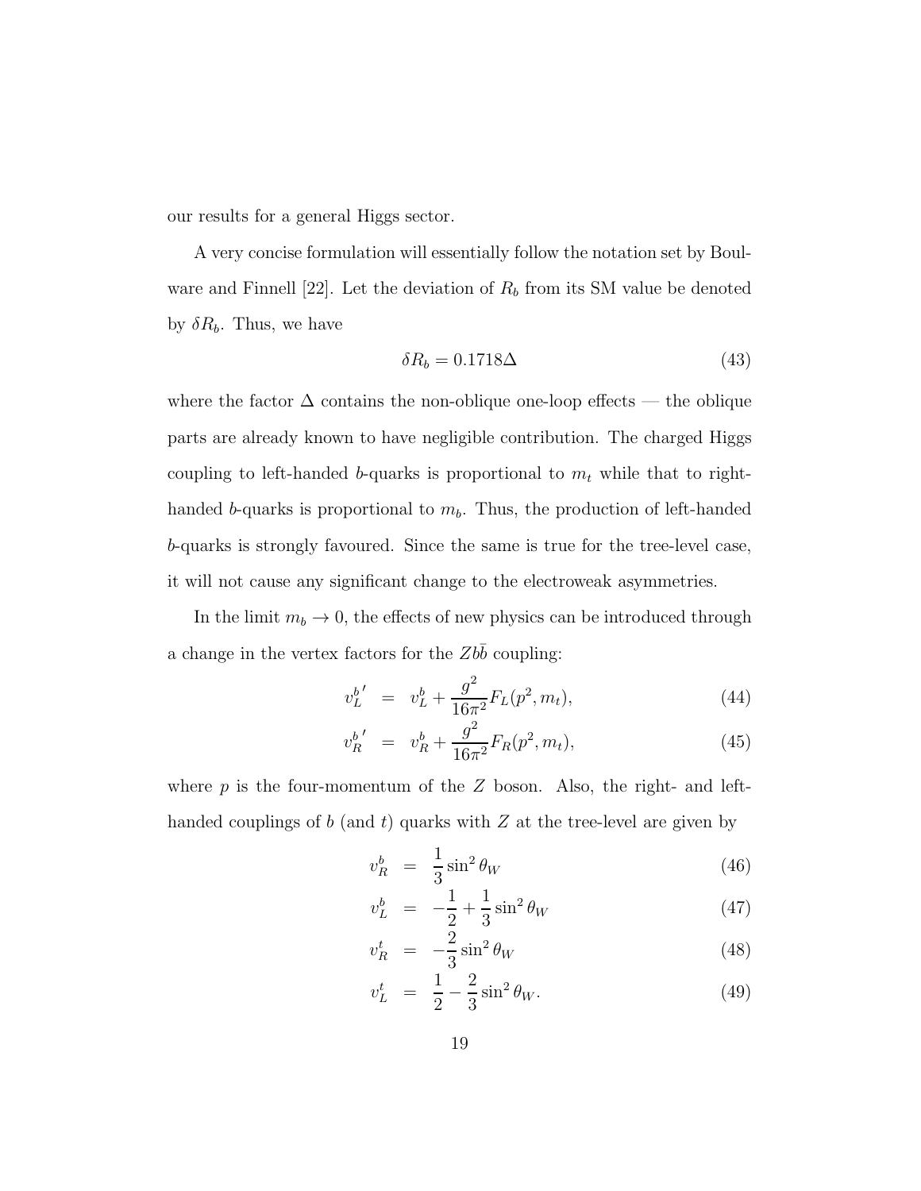our results for a general Higgs sector.

A very concise formulation will essentially follow the notation set by Boulware and Finnell [22]. Let the deviation of $R_b$ from its SM value be denoted by $\delta R_b$. Thus, we have

$$\delta R_b = 0.1718\Delta \tag{43}$$

where the factor $\Delta$ contains the non-oblique one-loop effects — the oblique parts are already known to have negligible contribution. The charged Higgs coupling to left-handed $b$-quarks is proportional to $m_t$ while that to right-handed $b$-quarks is proportional to $m_b$. Thus, the production of left-handed $b$-quarks is strongly favoured. Since the same is true for the tree-level case, it will not cause any significant change to the electroweak asymmetries.

In the limit $m_b \to 0$, the effects of new physics can be introduced through a change in the vertex factors for the $Zb\bar{b}$ coupling:

$$v_L^{b\,\prime} = v_L^b + \frac{g^2}{16\pi^2} F_L(p^2, m_t), \tag{44}$$

$$v_R^{b\,\prime} = v_R^b + \frac{g^2}{16\pi^2} F_R(p^2, m_t), \tag{45}$$

where $p$ is the four-momentum of the $Z$ boson. Also, the right- and left-handed couplings of $b$ (and $t$) quarks with $Z$ at the tree-level are given by

$$v_R^b = \frac{1}{3}\sin^2\theta_W \tag{46}$$

$$v_L^b = -\frac{1}{2} + \frac{1}{3}\sin^2\theta_W \tag{47}$$

$$v_R^t = -\frac{2}{3}\sin^2\theta_W \tag{48}$$

$$v_L^t = \frac{1}{2} - \frac{2}{3}\sin^2\theta_W. \tag{49}$$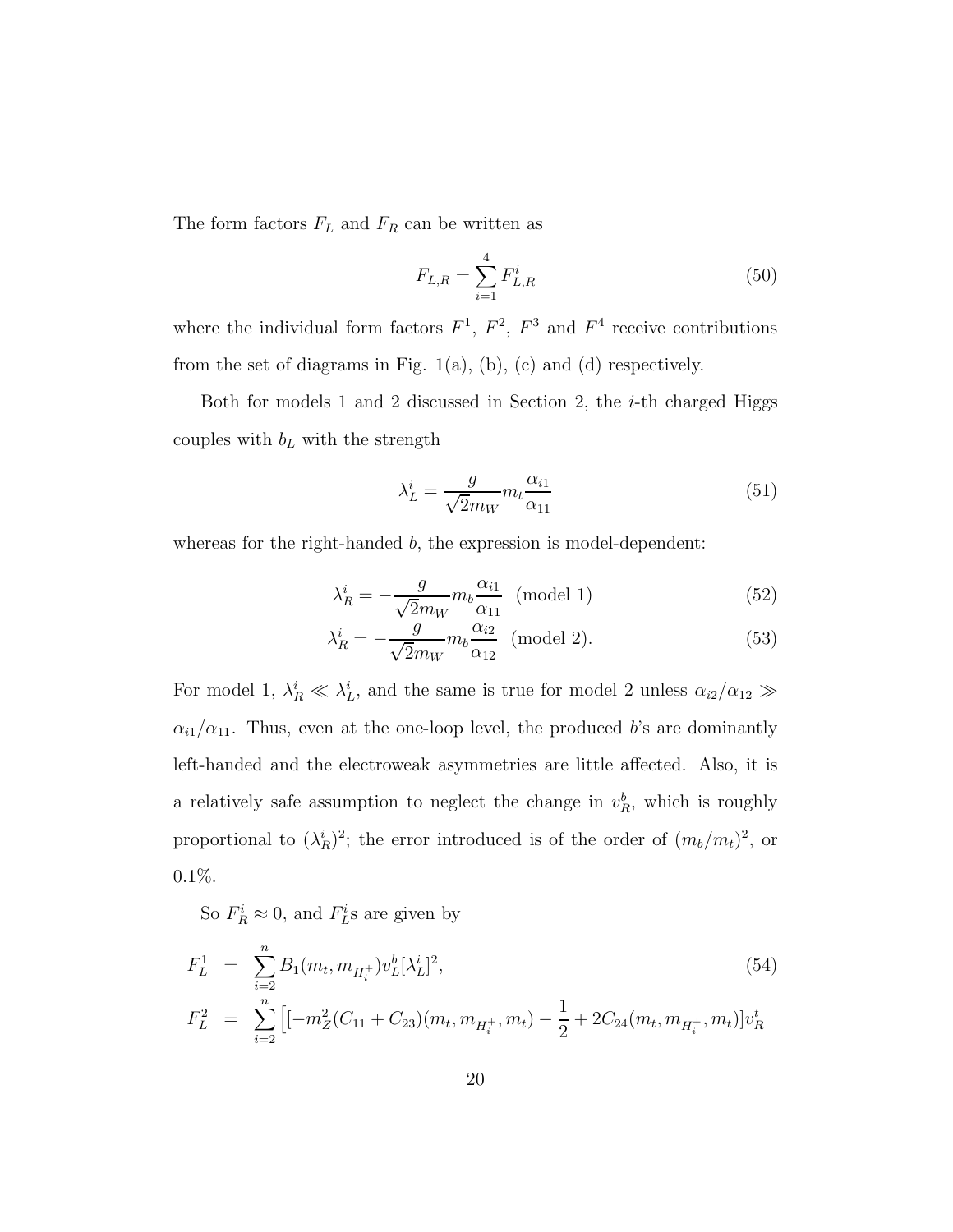The form factors $F_L$ and $F_R$ can be written as

$$F_{L,R} = \sum_{i=1}^{4} F^i_{L,R} \tag{50}$$

where the individual form factors $F^1$, $F^2$, $F^3$ and $F^4$ receive contributions from the set of diagrams in Fig. 1(a), (b), (c) and (d) respectively.

Both for models 1 and 2 discussed in Section 2, the $i$-th charged Higgs couples with $b_L$ with the strength

$$\lambda^i_L = \frac{g}{\sqrt{2}m_W} m_t \frac{\alpha_{i1}}{\alpha_{11}} \tag{51}$$

whereas for the right-handed $b$, the expression is model-dependent:

$$\lambda^i_R = -\frac{g}{\sqrt{2}m_W} m_b \frac{\alpha_{i1}}{\alpha_{11}} \quad \text{(model 1)} \tag{52}$$

$$\lambda^i_R = -\frac{g}{\sqrt{2}m_W} m_b \frac{\alpha_{i2}}{\alpha_{12}} \quad \text{(model 2)}. \tag{53}$$

For model 1, $\lambda^i_R \ll \lambda^i_L$, and the same is true for model 2 unless $\alpha_{i2}/\alpha_{12} \gg \alpha_{i1}/\alpha_{11}$. Thus, even at the one-loop level, the produced $b$'s are dominantly left-handed and the electroweak asymmetries are little affected. Also, it is a relatively safe assumption to neglect the change in $v^b_R$, which is roughly proportional to $(\lambda^i_R)^2$; the error introduced is of the order of $(m_b/m_t)^2$, or 0.1%.

So $F^i_R \approx 0$, and $F^i_L$s are given by

$$F^1_L = \sum_{i=2}^{n} B_1(m_t, m_{H^+_i}) v^b_L [\lambda^i_L]^2, \tag{54}$$

$$F^2_L = \sum_{i=2}^{n} \Big[ [-m_Z^2 (C_{11} + C_{23})(m_t, m_{H^+_i}, m_t) - \frac{1}{2} + 2C_{24}(m_t, m_{H^+_i}, m_t)] v^t_R$$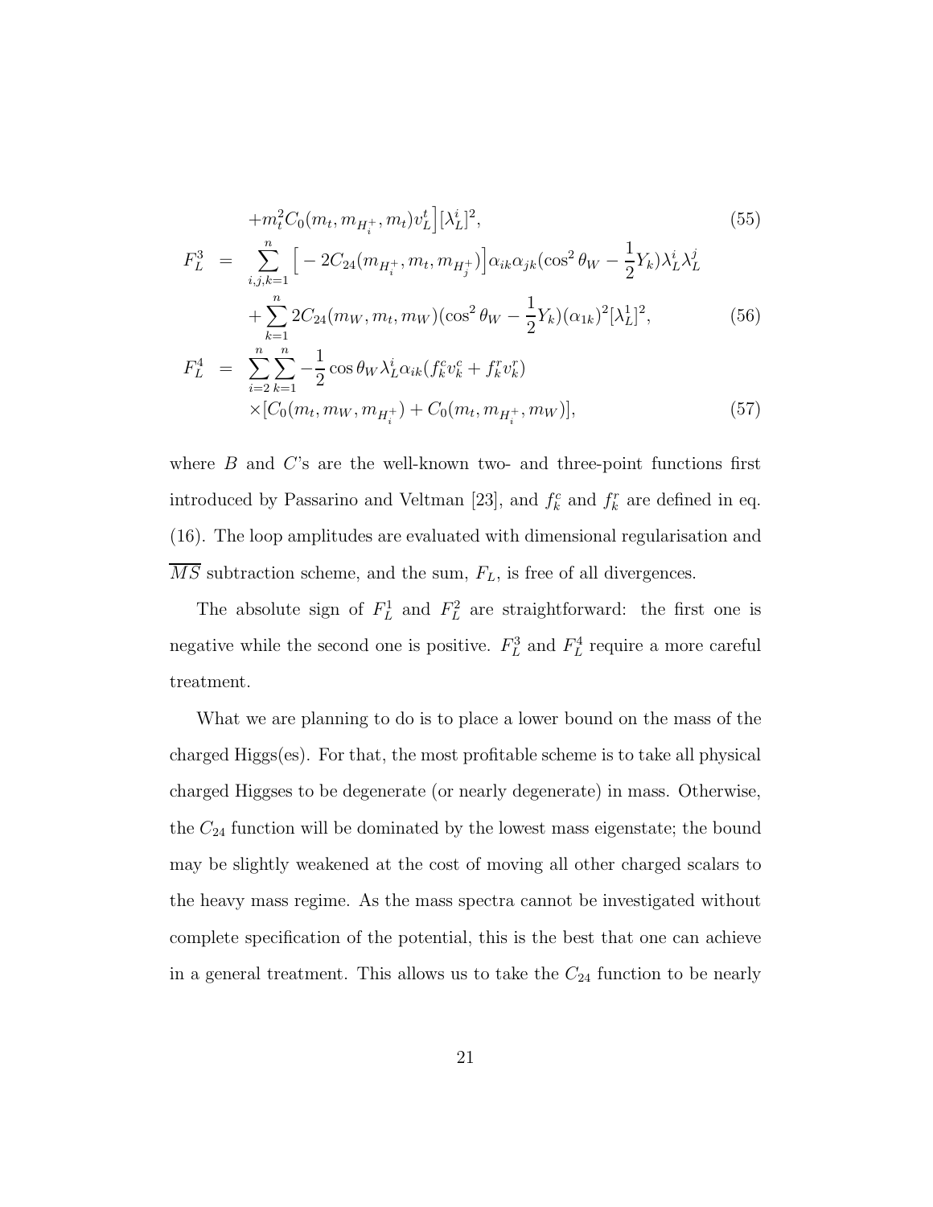$$
+m_t^2 C_0(m_t, m_{H_i^+}, m_t) v_L^t \Big] [\lambda_L^i]^2, \tag{55}
$$

$$
\begin{aligned}
F_L^3 &= \sum_{i,j,k=1}^{n} \Big[ -2C_{24}(m_{H_i^+}, m_t, m_{H_j^+}) \Big] \alpha_{ik}\alpha_{jk} (\cos^2\theta_W - \frac{1}{2} Y_k) \lambda_L^i \lambda_L^j \\
&\quad + \sum_{k=1}^{n} 2C_{24}(m_W, m_t, m_W)(\cos^2\theta_W - \frac{1}{2}Y_k)(\alpha_{1k})^2 [\lambda_L^1]^2,
\end{aligned} \tag{56}
$$

$$
\begin{aligned}
F_L^4 &= \sum_{i=2}^{n}\sum_{k=1}^{n} -\frac{1}{2}\cos\theta_W \lambda_L^i \alpha_{ik} (f_k^c v_k^c + f_k^r v_k^r) \\
&\quad \times [C_0(m_t, m_W, m_{H_i^+}) + C_0(m_t, m_{H_i^+}, m_W)],
\end{aligned} \tag{57}
$$

where $B$ and $C$'s are the well-known two- and three-point functions first introduced by Passarino and Veltman [23], and $f_k^c$ and $f_k^r$ are defined in eq. (16). The loop amplitudes are evaluated with dimensional regularisation and $\overline{MS}$ subtraction scheme, and the sum, $F_L$, is free of all divergences.

The absolute sign of $F_L^1$ and $F_L^2$ are straightforward: the first one is negative while the second one is positive. $F_L^3$ and $F_L^4$ require a more careful treatment.

What we are planning to do is to place a lower bound on the mass of the charged Higgs(es). For that, the most profitable scheme is to take all physical charged Higgses to be degenerate (or nearly degenerate) in mass. Otherwise, the $C_{24}$ function will be dominated by the lowest mass eigenstate; the bound may be slightly weakened at the cost of moving all other charged scalars to the heavy mass regime. As the mass spectra cannot be investigated without complete specification of the potential, this is the best that one can achieve in a general treatment. This allows us to take the $C_{24}$ function to be nearly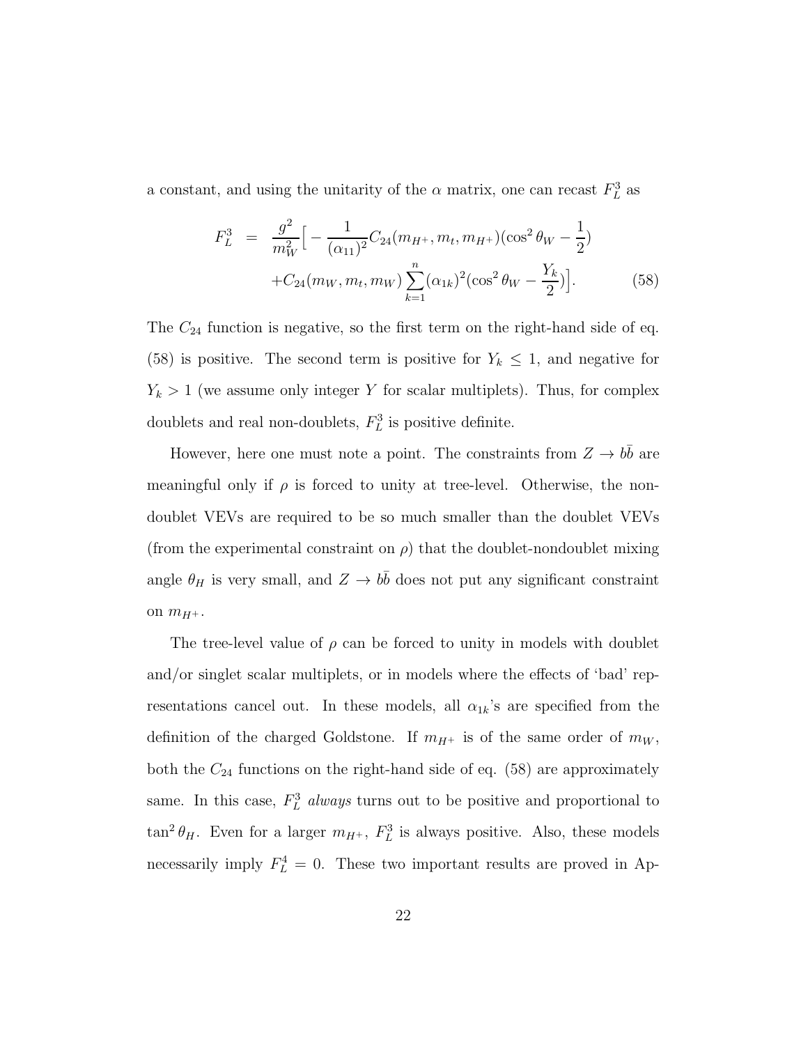a constant, and using the unitarity of the $\alpha$ matrix, one can recast $F_L^3$ as

$$
\begin{aligned}
F_L^3 &= \frac{g^2}{m_W^2}\Big[-\frac{1}{(\alpha_{11})^2}C_{24}(m_{H^+},m_t,m_{H^+})(\cos^2\theta_W-\frac{1}{2}) \\
&\quad +C_{24}(m_W,m_t,m_W)\sum_{k=1}^{n}(\alpha_{1k})^2(\cos^2\theta_W-\frac{Y_k}{2})\Big]. \qquad (58)
\end{aligned}
$$

The $C_{24}$ function is negative, so the first term on the right-hand side of eq. (58) is positive. The second term is positive for $Y_k \leq 1$, and negative for $Y_k > 1$ (we assume only integer $Y$ for scalar multiplets). Thus, for complex doublets and real non-doublets, $F_L^3$ is positive definite.

However, here one must note a point. The constraints from $Z \to b\bar{b}$ are meaningful only if $\rho$ is forced to unity at tree-level. Otherwise, the non-doublet VEVs are required to be so much smaller than the doublet VEVs (from the experimental constraint on $\rho$) that the doublet-nondoublet mixing angle $\theta_H$ is very small, and $Z \to b\bar{b}$ does not put any significant constraint on $m_{H^+}$.

The tree-level value of $\rho$ can be forced to unity in models with doublet and/or singlet scalar multiplets, or in models where the effects of 'bad' representations cancel out. In these models, all $\alpha_{1k}$'s are specified from the definition of the charged Goldstone. If $m_{H^+}$ is of the same order of $m_W$, both the $C_{24}$ functions on the right-hand side of eq. (58) are approximately same. In this case, $F_L^3$ *always* turns out to be positive and proportional to $\tan^2\theta_H$. Even for a larger $m_{H^+}$, $F_L^3$ is always positive. Also, these models necessarily imply $F_L^4 = 0$. These two important results are proved in Ap-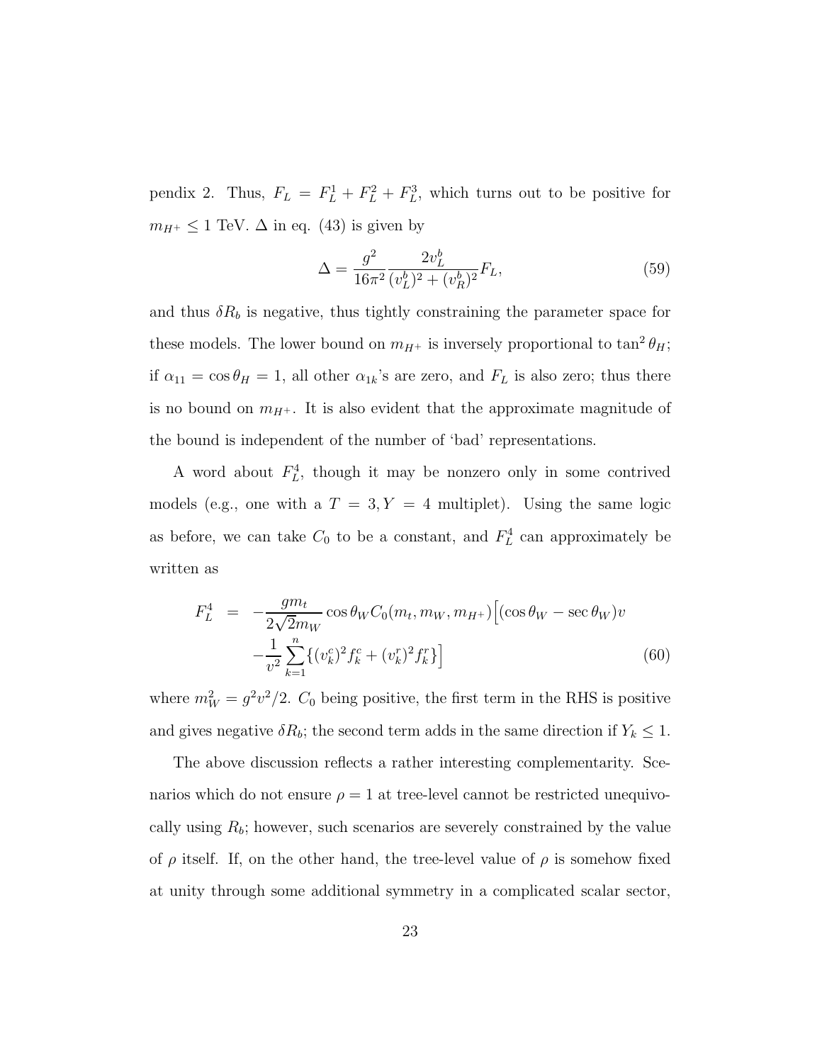pendix 2. Thus, $F_L = F_L^1 + F_L^2 + F_L^3$, which turns out to be positive for $m_{H^+} \leq 1$ TeV. $\Delta$ in eq. (43) is given by

$$\Delta = \frac{g^2}{16\pi^2} \frac{2v_L^b}{(v_L^b)^2 + (v_R^b)^2} F_L, \tag{59}$$

and thus $\delta R_b$ is negative, thus tightly constraining the parameter space for these models. The lower bound on $m_{H^+}$ is inversely proportional to $\tan^2\theta_H$; if $\alpha_{11} = \cos\theta_H = 1$, all other $\alpha_{1k}$'s are zero, and $F_L$ is also zero; thus there is no bound on $m_{H^+}$. It is also evident that the approximate magnitude of the bound is independent of the number of 'bad' representations.

A word about $F_L^4$, though it may be nonzero only in some contrived models (e.g., one with a $T = 3, Y = 4$ multiplet). Using the same logic as before, we can take $C_0$ to be a constant, and $F_L^4$ can approximately be written as

$$\begin{aligned} F_L^4 &= -\frac{g m_t}{2\sqrt{2} m_W} \cos\theta_W C_0(m_t, m_W, m_{H^+}) \Big[ (\cos\theta_W - \sec\theta_W) v \\ &\quad - \frac{1}{v^2} \sum_{k=1}^{n} \{ (v_k^c)^2 f_k^c + (v_k^r)^2 f_k^r \} \Big] \end{aligned} \tag{60}$$

where $m_W^2 = g^2 v^2/2$. $C_0$ being positive, the first term in the RHS is positive and gives negative $\delta R_b$; the second term adds in the same direction if $Y_k \leq 1$.

The above discussion reflects a rather interesting complementarity. Scenarios which do not ensure $\rho = 1$ at tree-level cannot be restricted unequivocally using $R_b$; however, such scenarios are severely constrained by the value of $\rho$ itself. If, on the other hand, the tree-level value of $\rho$ is somehow fixed at unity through some additional symmetry in a complicated scalar sector,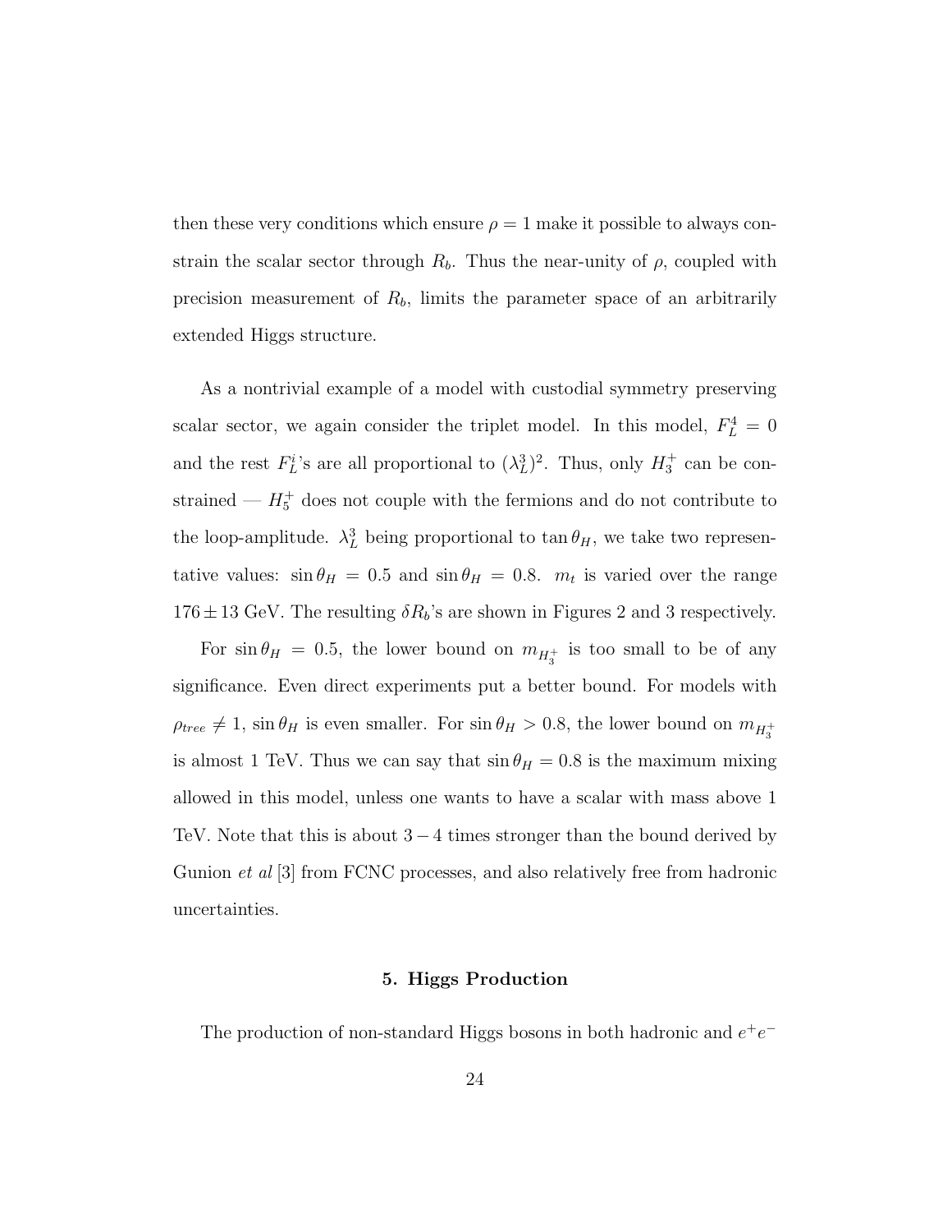then these very conditions which ensure $\rho = 1$ make it possible to always constrain the scalar sector through $R_b$. Thus the near-unity of $\rho$, coupled with precision measurement of $R_b$, limits the parameter space of an arbitrarily extended Higgs structure.

As a nontrivial example of a model with custodial symmetry preserving scalar sector, we again consider the triplet model. In this model, $F_L^4 = 0$ and the rest $F_L^i$'s are all proportional to $(\lambda_L^3)^2$. Thus, only $H_3^+$ can be constrained — $H_5^+$ does not couple with the fermions and do not contribute to the loop-amplitude. $\lambda_L^3$ being proportional to $\tan\theta_H$, we take two representative values: $\sin\theta_H = 0.5$ and $\sin\theta_H = 0.8$. $m_t$ is varied over the range $176 \pm 13$ GeV. The resulting $\delta R_b$'s are shown in Figures 2 and 3 respectively.

For $\sin\theta_H = 0.5$, the lower bound on $m_{H_3^+}$ is too small to be of any significance. Even direct experiments put a better bound. For models with $\rho_{tree} \neq 1$, $\sin\theta_H$ is even smaller. For $\sin\theta_H > 0.8$, the lower bound on $m_{H_3^+}$ is almost 1 TeV. Thus we can say that $\sin\theta_H = 0.8$ is the maximum mixing allowed in this model, unless one wants to have a scalar with mass above 1 TeV. Note that this is about $3-4$ times stronger than the bound derived by Gunion *et al* [3] from FCNC processes, and also relatively free from hadronic uncertainties.

## 5. Higgs Production

The production of non-standard Higgs bosons in both hadronic and $e^+e^-$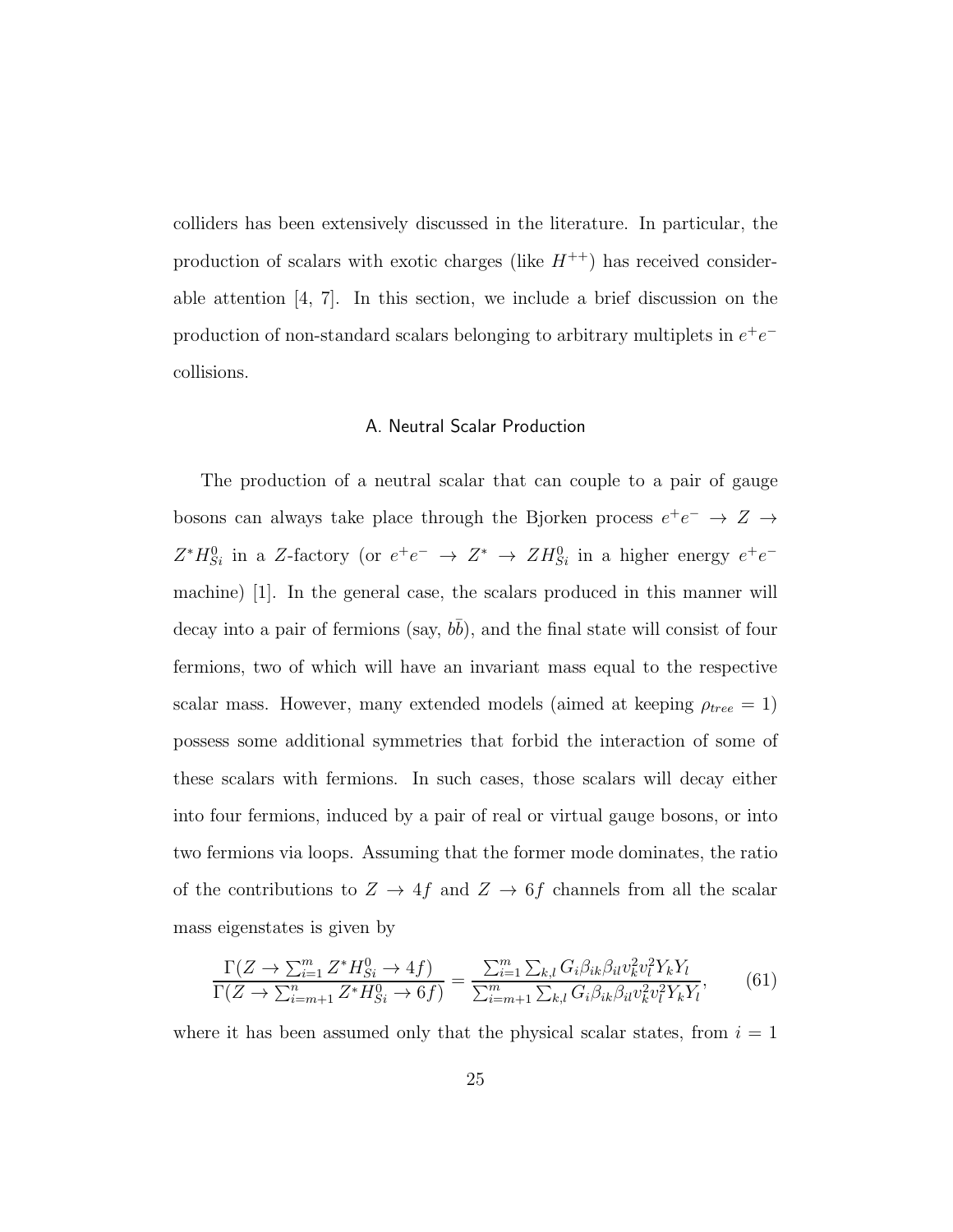colliders has been extensively discussed in the literature. In particular, the production of scalars with exotic charges (like $H^{++}$) has received considerable attention [4, 7]. In this section, we include a brief discussion on the production of non-standard scalars belonging to arbitrary multiplets in $e^+e^-$ collisions.

### A. Neutral Scalar Production

The production of a neutral scalar that can couple to a pair of gauge bosons can always take place through the Bjorken process $e^+e^- \to Z \to Z^* H^0_{Si}$ in a $Z$-factory (or $e^+e^- \to Z^* \to Z H^0_{Si}$ in a higher energy $e^+e^-$ machine) [1]. In the general case, the scalars produced in this manner will decay into a pair of fermions (say, $b\bar{b}$), and the final state will consist of four fermions, two of which will have an invariant mass equal to the respective scalar mass. However, many extended models (aimed at keeping $\rho_{tree} = 1$) possess some additional symmetries that forbid the interaction of some of these scalars with fermions. In such cases, those scalars will decay either into four fermions, induced by a pair of real or virtual gauge bosons, or into two fermions via loops. Assuming that the former mode dominates, the ratio of the contributions to $Z \to 4f$ and $Z \to 6f$ channels from all the scalar mass eigenstates is given by

$$\frac{\Gamma(Z \to \sum_{i=1}^{m} Z^* H^0_{Si} \to 4f)}{\Gamma(Z \to \sum_{i=m+1}^{n} Z^* H^0_{Si} \to 6f)} = \frac{\sum_{i=1}^{m} \sum_{k,l} G_i \beta_{ik} \beta_{il} v_k^2 v_l^2 Y_k Y_l}{\sum_{i=m+1}^{m} \sum_{k,l} G_i \beta_{ik} \beta_{il} v_k^2 v_l^2 Y_k Y_l}, \tag{61}$$

where it has been assumed only that the physical scalar states, from $i = 1$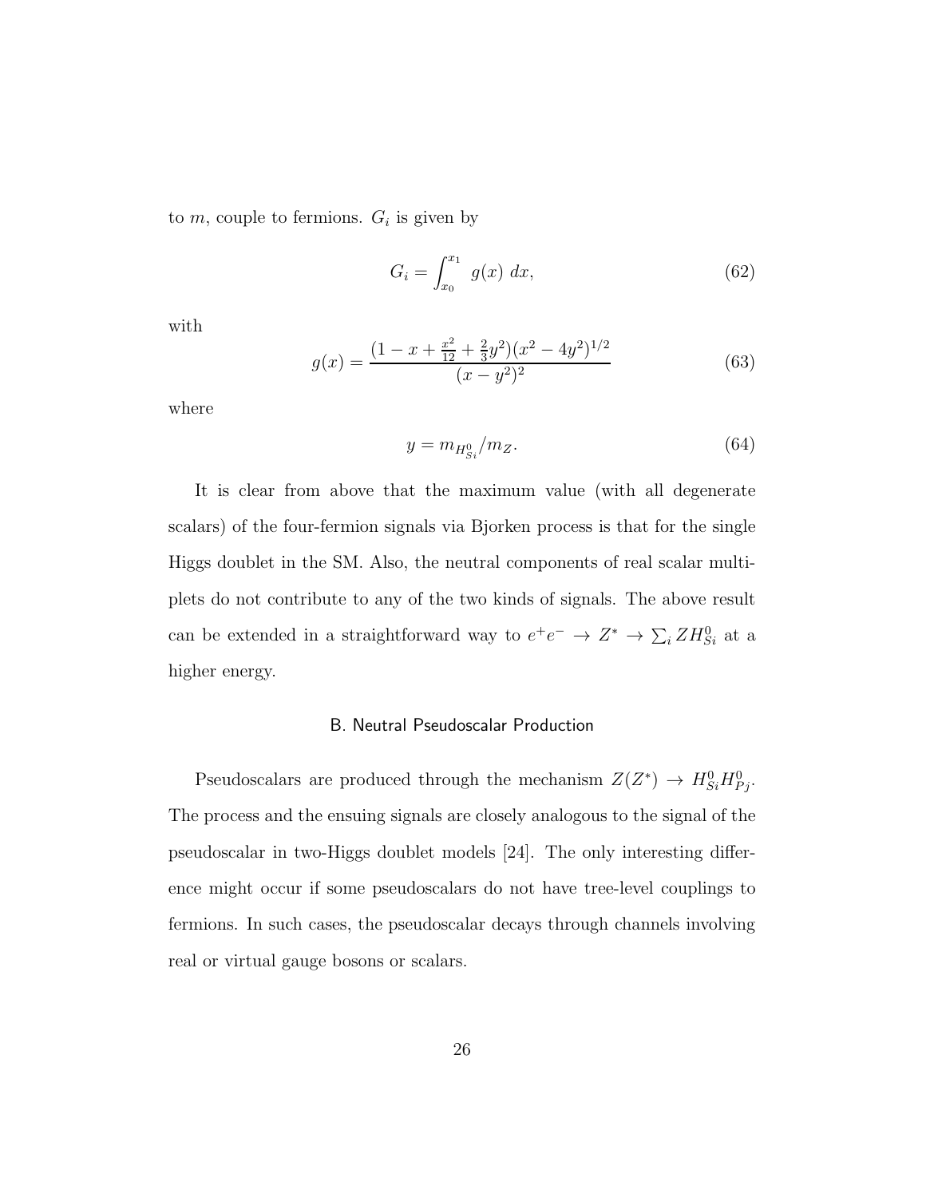to $m$, couple to fermions. $G_i$ is given by

$$G_i = \int_{x_0}^{x_1} g(x)\ dx, \tag{62}$$

with

$$g(x) = \frac{(1 - x + \frac{x^2}{12} + \frac{2}{3}y^2)(x^2 - 4y^2)^{1/2}}{(x - y^2)^2} \tag{63}$$

where

$$y = m_{H_{Si}^0}/m_Z. \tag{64}$$

It is clear from above that the maximum value (with all degenerate scalars) of the four-fermion signals via Bjorken process is that for the single Higgs doublet in the SM. Also, the neutral components of real scalar multiplets do not contribute to any of the two kinds of signals. The above result can be extended in a straightforward way to $e^+e^- \to Z^* \to \sum_i ZH_{Si}^0$ at a higher energy.

### B. Neutral Pseudoscalar Production

Pseudoscalars are produced through the mechanism $Z(Z^*) \to H_{Si}^0 H_{Pj}^0$. The process and the ensuing signals are closely analogous to the signal of the pseudoscalar in two-Higgs doublet models [24]. The only interesting difference might occur if some pseudoscalars do not have tree-level couplings to fermions. In such cases, the pseudoscalar decays through channels involving real or virtual gauge bosons or scalars.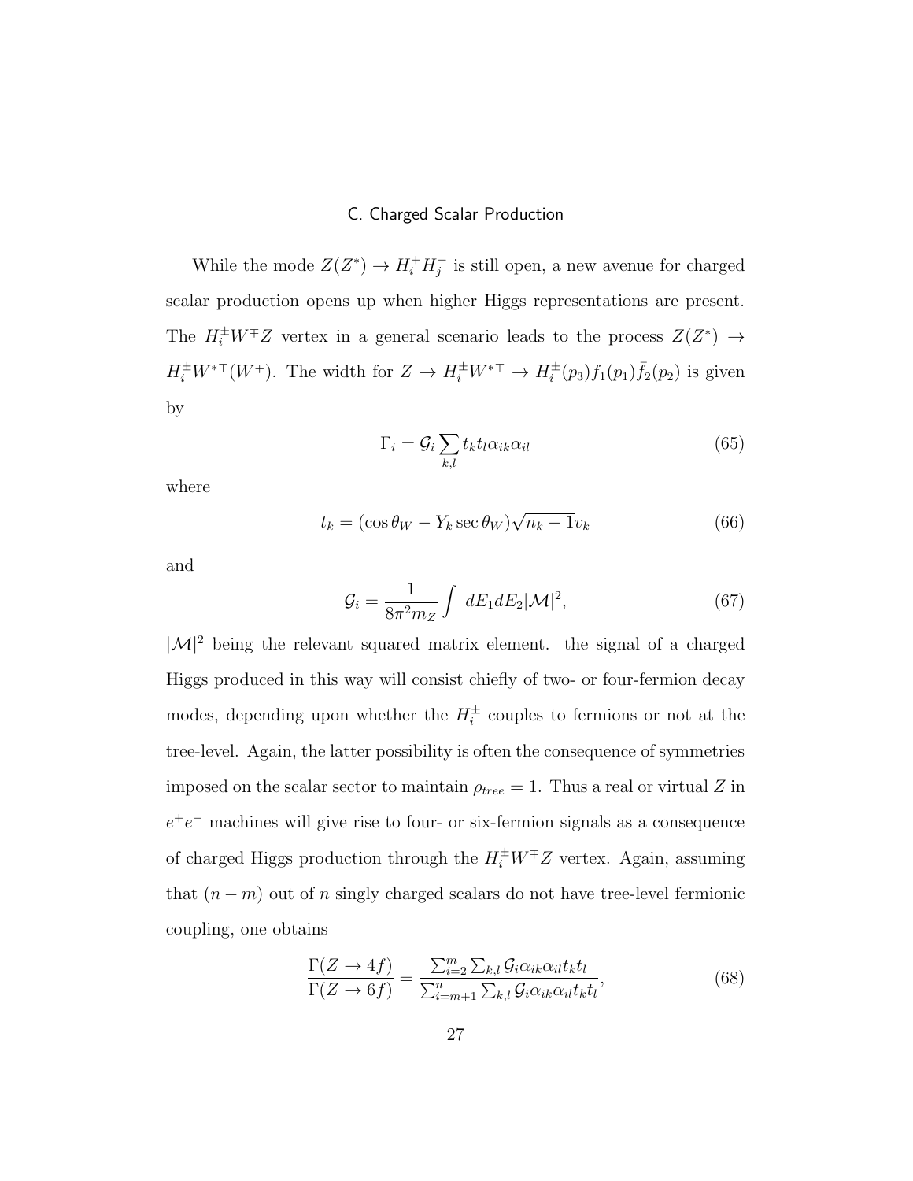### C. Charged Scalar Production

While the mode $Z(Z^*) \to H_i^+ H_j^-$ is still open, a new avenue for charged scalar production opens up when higher Higgs representations are present. The $H_i^\pm W^\mp Z$ vertex in a general scenario leads to the process $Z(Z^*) \to H_i^\pm W^{*\mp}(W^\mp)$. The width for $Z \to H_i^\pm W^{*\mp} \to H_i^\pm(p_3) f_1(p_1) \bar{f}_2(p_2)$ is given by

$$\Gamma_i = \mathcal{G}_i \sum_{k,l} t_k t_l \alpha_{ik} \alpha_{il} \tag{65}$$

where

$$t_k = (\cos\theta_W - Y_k \sec\theta_W)\sqrt{n_k - 1} v_k \tag{66}$$

and

$$\mathcal{G}_i = \frac{1}{8\pi^2 m_Z} \int \, dE_1 dE_2 |\mathcal{M}|^2, \tag{67}$$

$|\mathcal{M}|^2$ being the relevant squared matrix element. the signal of a charged Higgs produced in this way will consist chiefly of two- or four-fermion decay modes, depending upon whether the $H_i^\pm$ couples to fermions or not at the tree-level. Again, the latter possibility is often the consequence of symmetries imposed on the scalar sector to maintain $\rho_{tree} = 1$. Thus a real or virtual $Z$ in $e^+e^-$ machines will give rise to four- or six-fermion signals as a consequence of charged Higgs production through the $H_i^\pm W^\mp Z$ vertex. Again, assuming that $(n - m)$ out of $n$ singly charged scalars do not have tree-level fermionic coupling, one obtains

$$\frac{\Gamma(Z \to 4f)}{\Gamma(Z \to 6f)} = \frac{\sum_{i=2}^{m} \sum_{k,l} \mathcal{G}_i \alpha_{ik} \alpha_{il} t_k t_l}{\sum_{i=m+1}^{n} \sum_{k,l} \mathcal{G}_i \alpha_{ik} \alpha_{il} t_k t_l}, \tag{68}$$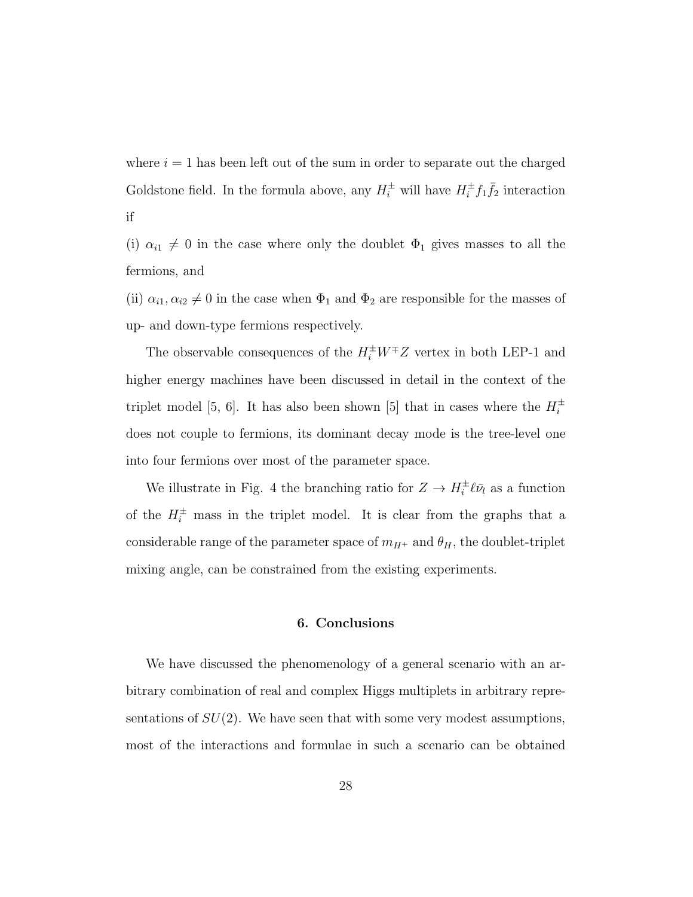where $i = 1$ has been left out of the sum in order to separate out the charged Goldstone field. In the formula above, any $H_i^\pm$ will have $H_i^\pm f_1 \bar{f}_2$ interaction if

(i) $\alpha_{i1} \neq 0$ in the case where only the doublet $\Phi_1$ gives masses to all the fermions, and

(ii) $\alpha_{i1}, \alpha_{i2} \neq 0$ in the case when $\Phi_1$ and $\Phi_2$ are responsible for the masses of up- and down-type fermions respectively.

The observable consequences of the $H_i^\pm W^\mp Z$ vertex in both LEP-1 and higher energy machines have been discussed in detail in the context of the triplet model [5, 6]. It has also been shown [5] that in cases where the $H_i^\pm$ does not couple to fermions, its dominant decay mode is the tree-level one into four fermions over most of the parameter space.

We illustrate in Fig. 4 the branching ratio for $Z \to H_i^\pm \ell \bar{\nu}_l$ as a function of the $H_i^\pm$ mass in the triplet model. It is clear from the graphs that a considerable range of the parameter space of $m_{H^+}$ and $\theta_H$, the doublet-triplet mixing angle, can be constrained from the existing experiments.

## 6. Conclusions

We have discussed the phenomenology of a general scenario with an arbitrary combination of real and complex Higgs multiplets in arbitrary representations of $SU(2)$. We have seen that with some very modest assumptions, most of the interactions and formulae in such a scenario can be obtained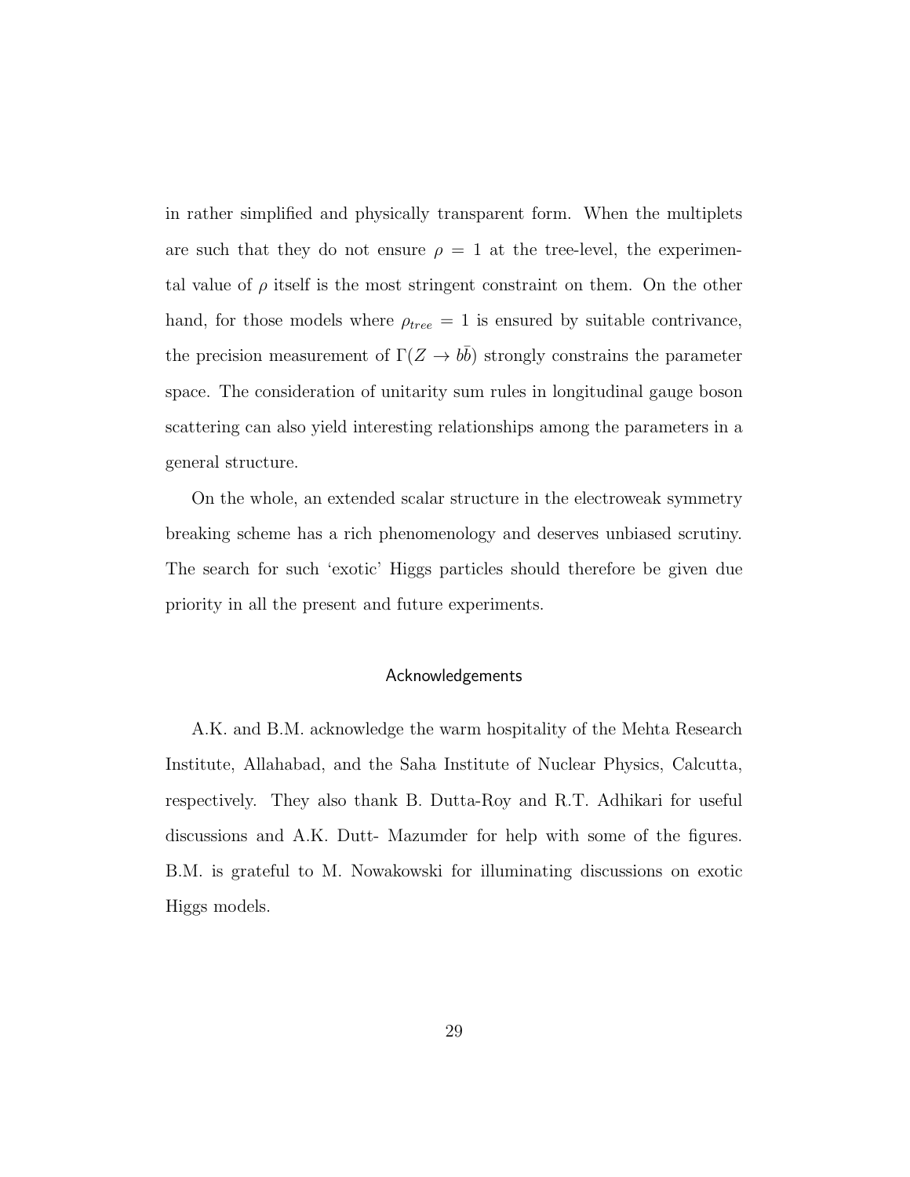in rather simplified and physically transparent form. When the multiplets are such that they do not ensure $\rho = 1$ at the tree-level, the experimental value of $\rho$ itself is the most stringent constraint on them. On the other hand, for those models where $\rho_{tree} = 1$ is ensured by suitable contrivance, the precision measurement of $\Gamma(Z \to b\bar{b})$ strongly constrains the parameter space. The consideration of unitarity sum rules in longitudinal gauge boson scattering can also yield interesting relationships among the parameters in a general structure.

On the whole, an extended scalar structure in the electroweak symmetry breaking scheme has a rich phenomenology and deserves unbiased scrutiny. The search for such 'exotic' Higgs particles should therefore be given due priority in all the present and future experiments.

## Acknowledgements

A.K. and B.M. acknowledge the warm hospitality of the Mehta Research Institute, Allahabad, and the Saha Institute of Nuclear Physics, Calcutta, respectively. They also thank B. Dutta-Roy and R.T. Adhikari for useful discussions and A.K. Dutt- Mazumder for help with some of the figures. B.M. is grateful to M. Nowakowski for illuminating discussions on exotic Higgs models.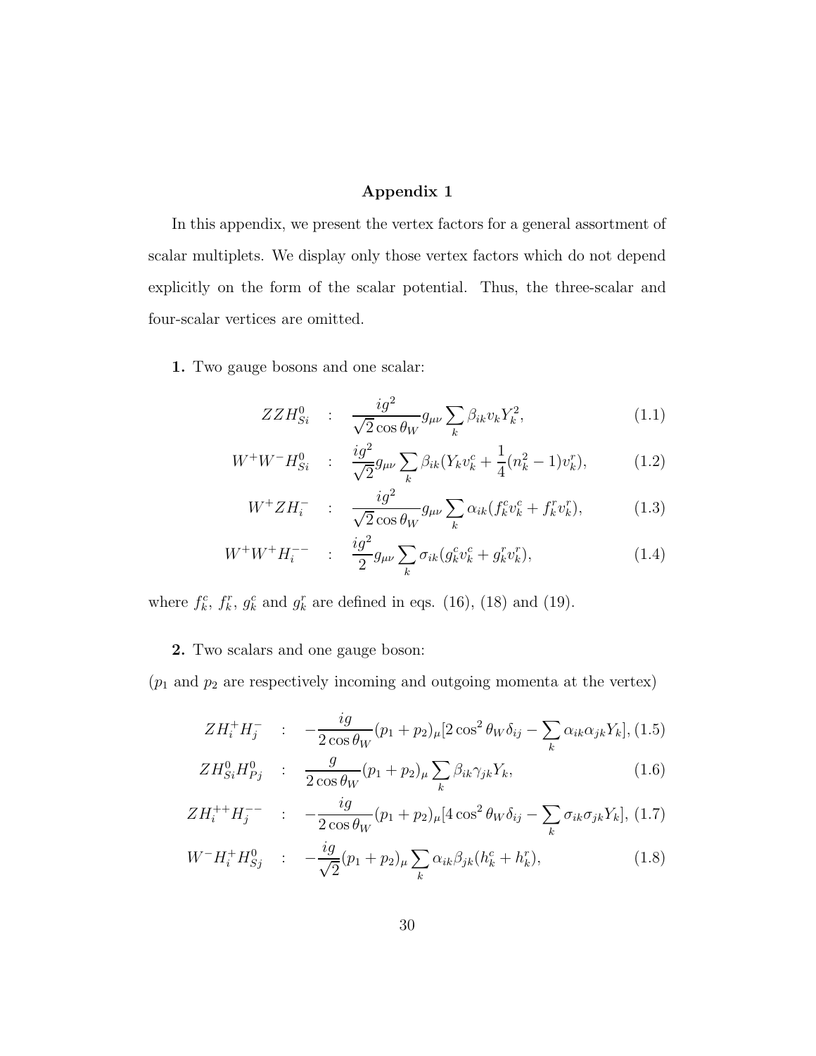## Appendix 1

In this appendix, we present the vertex factors for a general assortment of scalar multiplets. We display only those vertex factors which do not depend explicitly on the form of the scalar potential. Thus, the three-scalar and four-scalar vertices are omitted.

**1.** Two gauge bosons and one scalar:

$$ZZH^0_{Si} \quad : \quad \frac{ig^2}{\sqrt{2}\cos\theta_W} g_{\mu\nu} \sum_k \beta_{ik} v_k Y_k^2, \tag{1.1}$$

$$W^+W^-H^0_{Si} \quad : \quad \frac{ig^2}{\sqrt{2}} g_{\mu\nu} \sum_k \beta_{ik} (Y_k v^c_k + \frac{1}{4}(n_k^2 - 1) v^r_k), \tag{1.2}$$

$$W^+ZH^-_i \quad : \quad \frac{ig^2}{\sqrt{2}\cos\theta_W} g_{\mu\nu} \sum_k \alpha_{ik} (f^c_k v^c_k + f^r_k v^r_k), \tag{1.3}$$

$$W^+W^+H^{--}_i \quad : \quad \frac{ig^2}{2} g_{\mu\nu} \sum_k \sigma_{ik} (g^c_k v^c_k + g^r_k v^r_k), \tag{1.4}$$

where $f^c_k$, $f^r_k$, $g^c_k$ and $g^r_k$ are defined in eqs. (16), (18) and (19).

**2.** Two scalars and one gauge boson:

($p_1$ and $p_2$ are respectively incoming and outgoing momenta at the vertex)

$$ZH^+_i H^-_j \quad : \quad -\frac{ig}{2\cos\theta_W}(p_1 + p_2)_\mu [2\cos^2\theta_W \delta_{ij} - \sum_k \alpha_{ik}\alpha_{jk} Y_k], \tag{1.5}$$

$$ZH^0_{Si} H^0_{Pj} \quad : \quad \frac{g}{2\cos\theta_W}(p_1 + p_2)_\mu \sum_k \beta_{ik}\gamma_{jk} Y_k, \tag{1.6}$$

$$ZH^{++}_i H^{--}_j \quad : \quad -\frac{ig}{2\cos\theta_W}(p_1 + p_2)_\mu [4\cos^2\theta_W \delta_{ij} - \sum_k \sigma_{ik}\sigma_{jk} Y_k], \tag{1.7}$$

$$W^-H^+_i H^0_{Sj} \quad : \quad -\frac{ig}{\sqrt{2}}(p_1 + p_2)_\mu \sum_k \alpha_{ik}\beta_{jk} (h^c_k + h^r_k), \tag{1.8}$$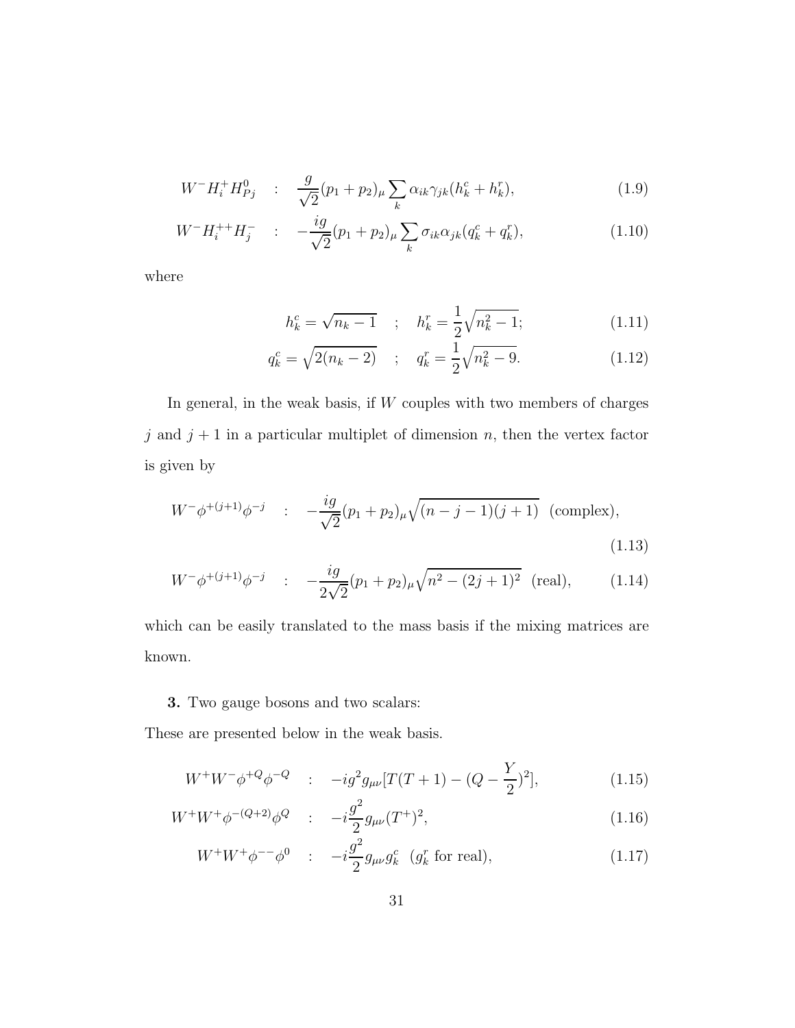$$W^- H_i^+ H_{Pj}^0 \quad : \quad \frac{g}{\sqrt{2}}(p_1+p_2)_\mu \sum_k \alpha_{ik}\gamma_{jk}(h_k^c + h_k^r), \tag{1.9}$$

$$W^- H_i^{++} H_j^- \quad : \quad -\frac{ig}{\sqrt{2}}(p_1+p_2)_\mu \sum_k \sigma_{ik}\alpha_{jk}(q_k^c + q_k^r), \tag{1.10}$$

where

$$h_k^c = \sqrt{n_k - 1} \quad ; \quad h_k^r = \frac{1}{2}\sqrt{n_k^2 - 1}; \tag{1.11}$$

$$q_k^c = \sqrt{2(n_k - 2)} \quad ; \quad q_k^r = \frac{1}{2}\sqrt{n_k^2 - 9}. \tag{1.12}$$

In general, in the weak basis, if $W$ couples with two members of charges $j$ and $j+1$ in a particular multiplet of dimension $n$, then the vertex factor is given by

$$W^- \phi^{+(j+1)} \phi^{-j} \quad : \quad -\frac{ig}{\sqrt{2}}(p_1+p_2)_\mu \sqrt{(n-j-1)(j+1)} \ \ \text{(complex)}, \tag{1.13}$$

$$W^- \phi^{+(j+1)} \phi^{-j} \quad : \quad -\frac{ig}{2\sqrt{2}}(p_1+p_2)_\mu \sqrt{n^2 - (2j+1)^2} \ \ \text{(real)}, \tag{1.14}$$

which can be easily translated to the mass basis if the mixing matrices are known.

**3.** Two gauge bosons and two scalars:

These are presented below in the weak basis.

$$W^+ W^- \phi^{+Q} \phi^{-Q} \quad : \quad -ig^2 g_{\mu\nu}[T(T+1) - (Q - \frac{Y}{2})^2], \tag{1.15}$$

$$W^+ W^+ \phi^{-(Q+2)} \phi^{Q} \quad : \quad -i\frac{g^2}{2} g_{\mu\nu} (T^+)^2, \tag{1.16}$$

$$W^+ W^+ \phi^{--} \phi^{0} \quad : \quad -i\frac{g^2}{2} g_{\mu\nu} g_k^c \ \ (g_k^r \text{ for real}), \tag{1.17}$$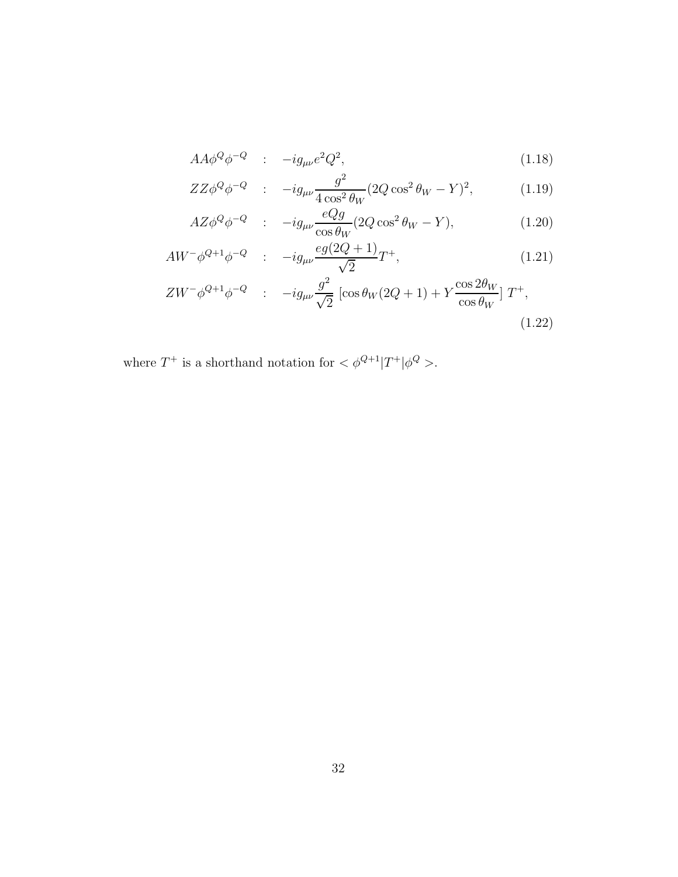$$AA\phi^Q\phi^{-Q} \quad : \quad -ig_{\mu\nu}e^2Q^2, \tag{1.18}$$

$$ZZ\phi^Q\phi^{-Q} \quad : \quad -ig_{\mu\nu}\frac{g^2}{4\cos^2\theta_W}(2Q\cos^2\theta_W - Y)^2, \tag{1.19}$$

$$AZ\phi^Q\phi^{-Q} \quad : \quad -ig_{\mu\nu}\frac{eQg}{\cos\theta_W}(2Q\cos^2\theta_W - Y), \tag{1.20}$$

$$AW^-\phi^{Q+1}\phi^{-Q} \quad : \quad -ig_{\mu\nu}\frac{eg(2Q+1)}{\sqrt{2}}T^+, \tag{1.21}$$

$$ZW^-\phi^{Q+1}\phi^{-Q} \quad : \quad -ig_{\mu\nu}\frac{g^2}{\sqrt{2}}\,[\cos\theta_W(2Q+1) + Y\frac{\cos 2\theta_W}{\cos\theta_W}]\;T^+, \tag{1.22}$$

where $T^+$ is a shorthand notation for $<\phi^{Q+1}|T^+|\phi^Q>$.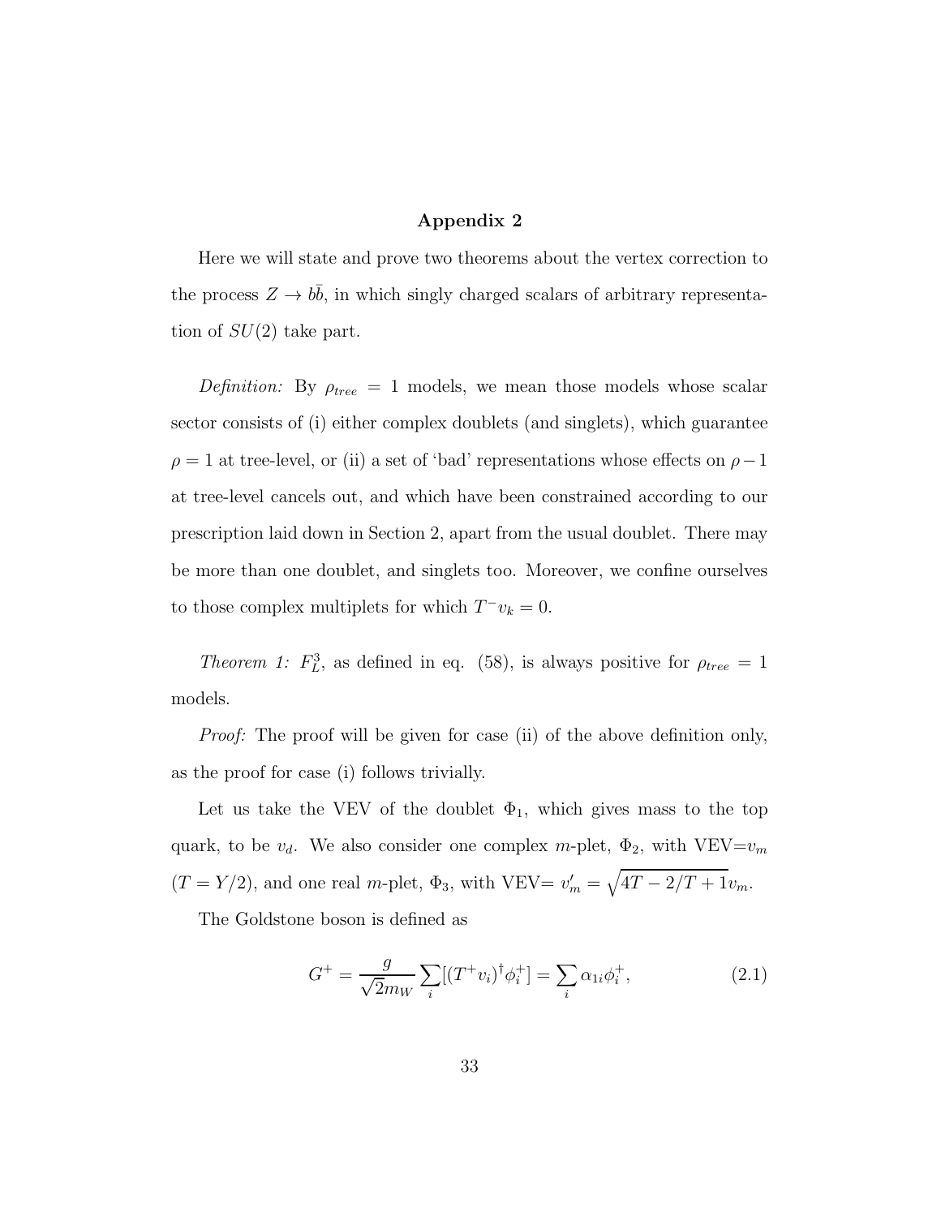## Appendix 2

Here we will state and prove two theorems about the vertex correction to the process $Z \to b\bar{b}$, in which singly charged scalars of arbitrary representation of $SU(2)$ take part.

*Definition:* By $\rho_{tree} = 1$ models, we mean those models whose scalar sector consists of (i) either complex doublets (and singlets), which guarantee $\rho = 1$ at tree-level, or (ii) a set of 'bad' representations whose effects on $\rho - 1$ at tree-level cancels out, and which have been constrained according to our prescription laid down in Section 2, apart from the usual doublet. There may be more than one doublet, and singlets too. Moreover, we confine ourselves to those complex multiplets for which $T^- v_k = 0$.

*Theorem 1:* $F_L^3$, as defined in eq. (58), is always positive for $\rho_{tree} = 1$ models.

*Proof:* The proof will be given for case (ii) of the above definition only, as the proof for case (i) follows trivially.

Let us take the VEV of the doublet $\Phi_1$, which gives mass to the top quark, to be $v_d$. We also consider one complex $m$-plet, $\Phi_2$, with VEV=$v_m$ ($T = Y/2$), and one real $m$-plet, $\Phi_3$, with VEV= $v_m' = \sqrt{4T - 2/T + 1}v_m$.

The Goldstone boson is defined as

$$G^+ = \frac{g}{\sqrt{2}m_W} \sum_i [(T^+ v_i)^\dagger \phi_i^+] = \sum_i \alpha_{1i} \phi_i^+, \tag{2.1}$$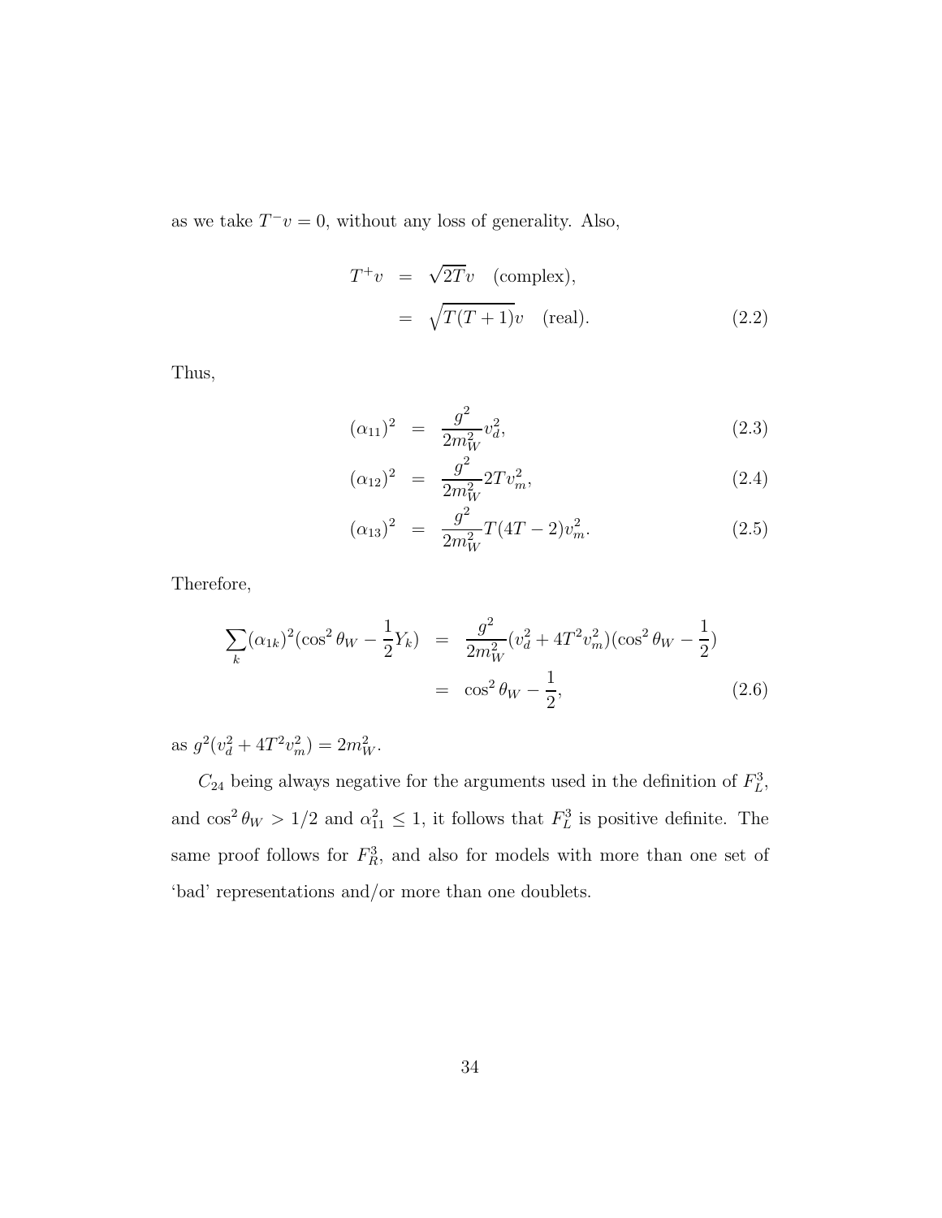as we take $T^- v = 0$, without any loss of generality. Also,

$$
\begin{aligned}
T^+ v &= \sqrt{2T} v \quad \text{(complex)}, \\
&= \sqrt{T(T+1)} v \quad \text{(real)}.
\end{aligned} \tag{2.2}
$$

Thus,

$$
(\alpha_{11})^2 = \frac{g^2}{2m_W^2} v_d^2, \tag{2.3}
$$

$$
(\alpha_{12})^2 = \frac{g^2}{2m_W^2} 2T v_m^2, \tag{2.4}
$$

$$
(\alpha_{13})^2 = \frac{g^2}{2m_W^2} T(4T-2) v_m^2. \tag{2.5}
$$

Therefore,

$$
\begin{aligned}
\sum_k (\alpha_{1k})^2 (\cos^2\theta_W - \frac{1}{2} Y_k) &= \frac{g^2}{2m_W^2} (v_d^2 + 4T^2 v_m^2)(\cos^2\theta_W - \frac{1}{2}) \\
&= \cos^2\theta_W - \frac{1}{2},
\end{aligned} \tag{2.6}
$$

as $g^2(v_d^2 + 4T^2 v_m^2) = 2m_W^2$.

$C_{24}$ being always negative for the arguments used in the definition of $F_L^3$, and $\cos^2\theta_W > 1/2$ and $\alpha_{11}^2 \le 1$, it follows that $F_L^3$ is positive definite. The same proof follows for $F_R^3$, and also for models with more than one set of 'bad' representations and/or more than one doublets.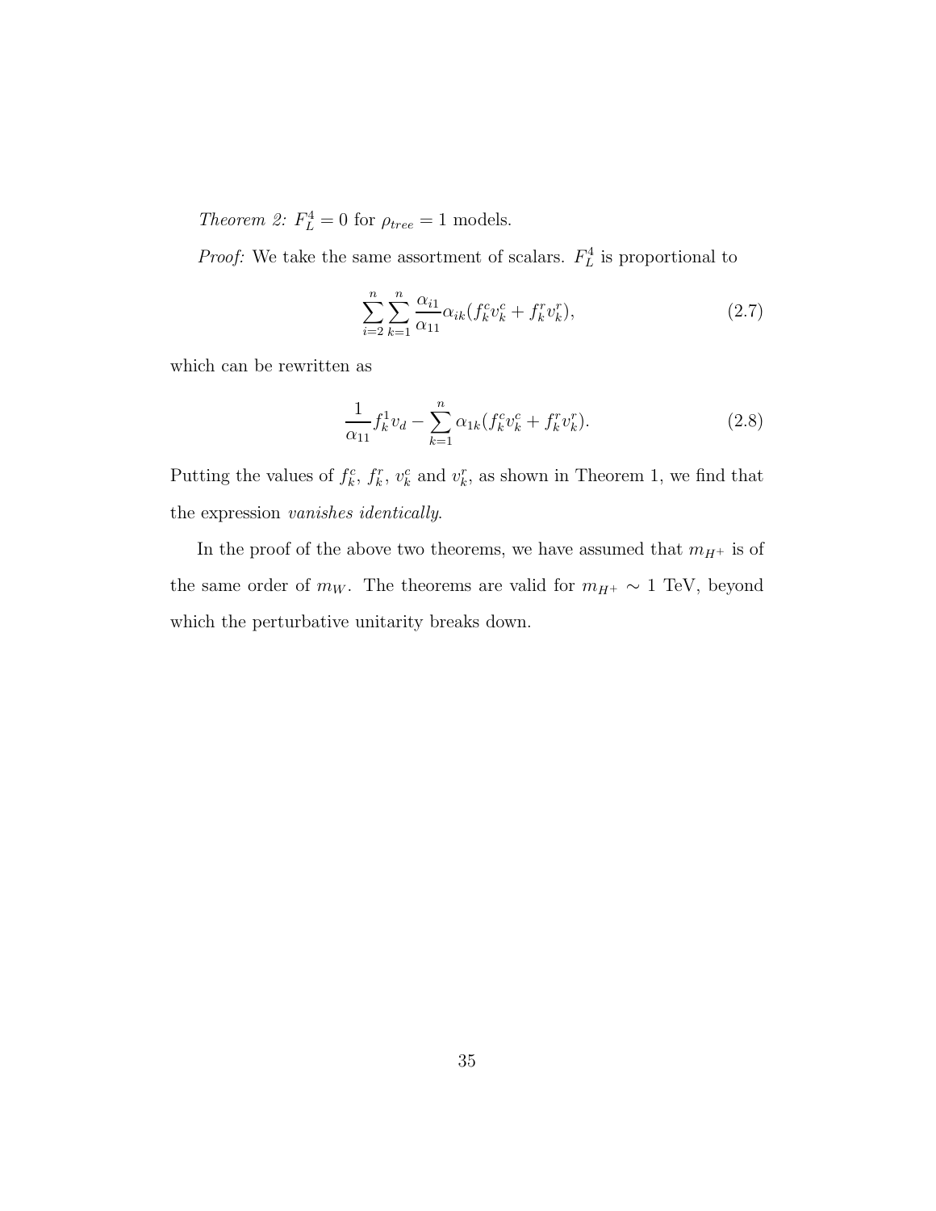*Theorem 2:* $F_L^4 = 0$ for $\rho_{tree} = 1$ models.

*Proof:* We take the same assortment of scalars. $F_L^4$ is proportional to

$$\sum_{i=2}^{n} \sum_{k=1}^{n} \frac{\alpha_{i1}}{\alpha_{11}} \alpha_{ik} (f_k^c v_k^c + f_k^r v_k^r), \tag{2.7}$$

which can be rewritten as

$$\frac{1}{\alpha_{11}} f_k^1 v_d - \sum_{k=1}^{n} \alpha_{1k} (f_k^c v_k^c + f_k^r v_k^r). \tag{2.8}$$

Putting the values of $f_k^c$, $f_k^r$, $v_k^c$ and $v_k^r$, as shown in Theorem 1, we find that the expression *vanishes identically*.

In the proof of the above two theorems, we have assumed that $m_{H^+}$ is of the same order of $m_W$. The theorems are valid for $m_{H^+} \sim 1$ TeV, beyond which the perturbative unitarity breaks down.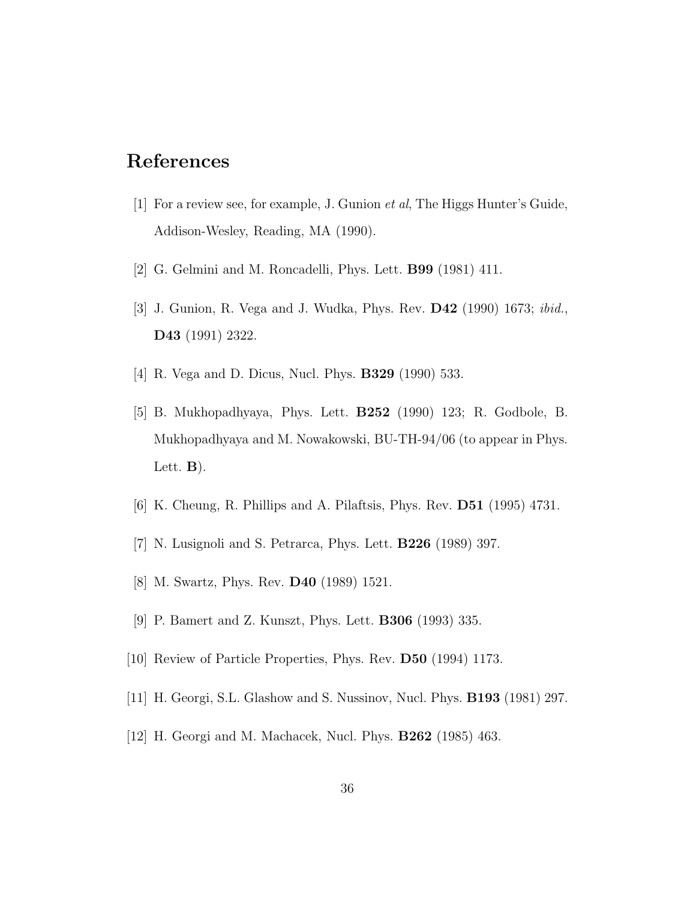# References

[1] For a review see, for example, J. Gunion *et al*, The Higgs Hunter's Guide, Addison-Wesley, Reading, MA (1990).

[2] G. Gelmini and M. Roncadelli, Phys. Lett. **B99** (1981) 411.

[3] J. Gunion, R. Vega and J. Wudka, Phys. Rev. **D42** (1990) 1673; *ibid.*, **D43** (1991) 2322.

[4] R. Vega and D. Dicus, Nucl. Phys. **B329** (1990) 533.

[5] B. Mukhopadhyaya, Phys. Lett. **B252** (1990) 123; R. Godbole, B. Mukhopadhyaya and M. Nowakowski, BU-TH-94/06 (to appear in Phys. Lett. **B**).

[6] K. Cheung, R. Phillips and A. Pilaftsis, Phys. Rev. **D51** (1995) 4731.

[7] N. Lusignoli and S. Petrarca, Phys. Lett. **B226** (1989) 397.

[8] M. Swartz, Phys. Rev. **D40** (1989) 1521.

[9] P. Bamert and Z. Kunszt, Phys. Lett. **B306** (1993) 335.

[10] Review of Particle Properties, Phys. Rev. **D50** (1994) 1173.

[11] H. Georgi, S.L. Glashow and S. Nussinov, Nucl. Phys. **B193** (1981) 297.

[12] H. Georgi and M. Machacek, Nucl. Phys. **B262** (1985) 463.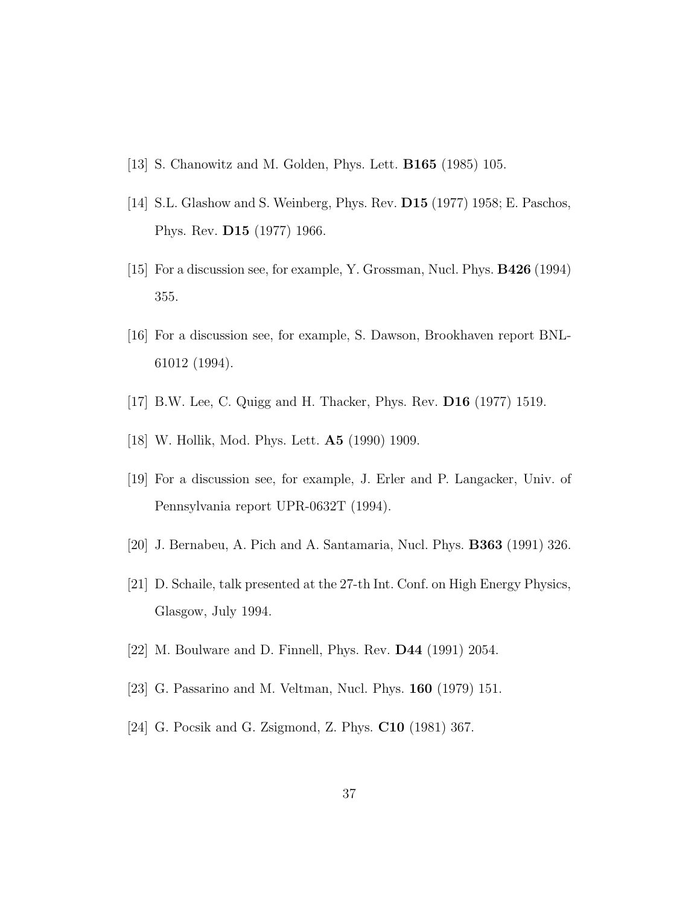[13] S. Chanowitz and M. Golden, Phys. Lett. **B165** (1985) 105.

[14] S.L. Glashow and S. Weinberg, Phys. Rev. **D15** (1977) 1958; E. Paschos, Phys. Rev. **D15** (1977) 1966.

[15] For a discussion see, for example, Y. Grossman, Nucl. Phys. **B426** (1994) 355.

[16] For a discussion see, for example, S. Dawson, Brookhaven report BNL-61012 (1994).

[17] B.W. Lee, C. Quigg and H. Thacker, Phys. Rev. **D16** (1977) 1519.

[18] W. Hollik, Mod. Phys. Lett. **A5** (1990) 1909.

[19] For a discussion see, for example, J. Erler and P. Langacker, Univ. of Pennsylvania report UPR-0632T (1994).

[20] J. Bernabeu, A. Pich and A. Santamaria, Nucl. Phys. **B363** (1991) 326.

[21] D. Schaile, talk presented at the 27-th Int. Conf. on High Energy Physics, Glasgow, July 1994.

[22] M. Boulware and D. Finnell, Phys. Rev. **D44** (1991) 2054.

[23] G. Passarino and M. Veltman, Nucl. Phys. **160** (1979) 151.

[24] G. Pocsik and G. Zsigmond, Z. Phys. **C10** (1981) 367.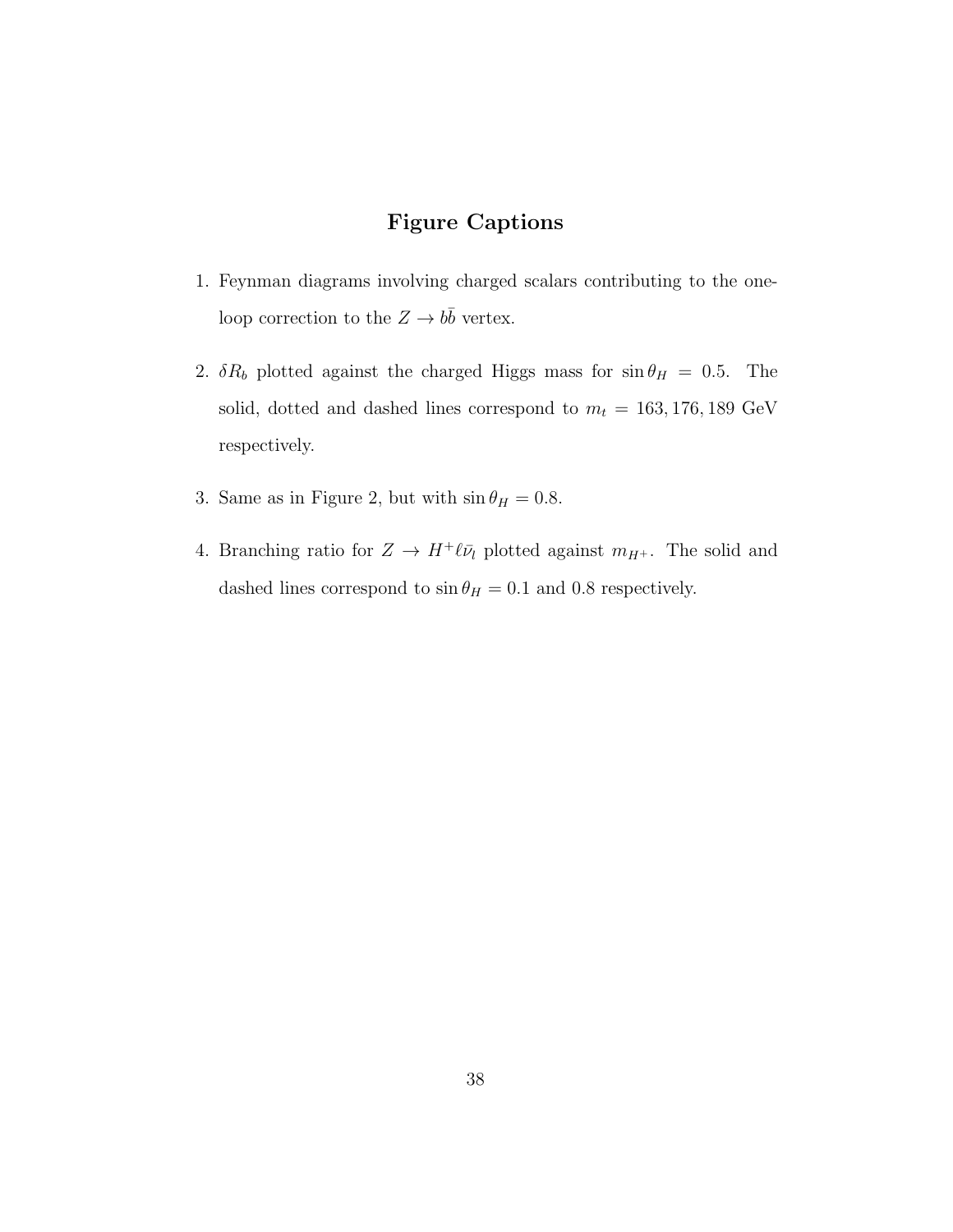## Figure Captions

1. Feynman diagrams involving charged scalars contributing to the one-loop correction to the $Z \to b\bar{b}$ vertex.

2. $\delta R_b$ plotted against the charged Higgs mass for $\sin\theta_H = 0.5$. The solid, dotted and dashed lines correspond to $m_t = 163, 176, 189$ GeV respectively.

3. Same as in Figure 2, but with $\sin\theta_H = 0.8$.

4. Branching ratio for $Z \to H^+ \ell \bar{\nu}_l$ plotted against $m_{H^+}$. The solid and dashed lines correspond to $\sin\theta_H = 0.1$ and 0.8 respectively.